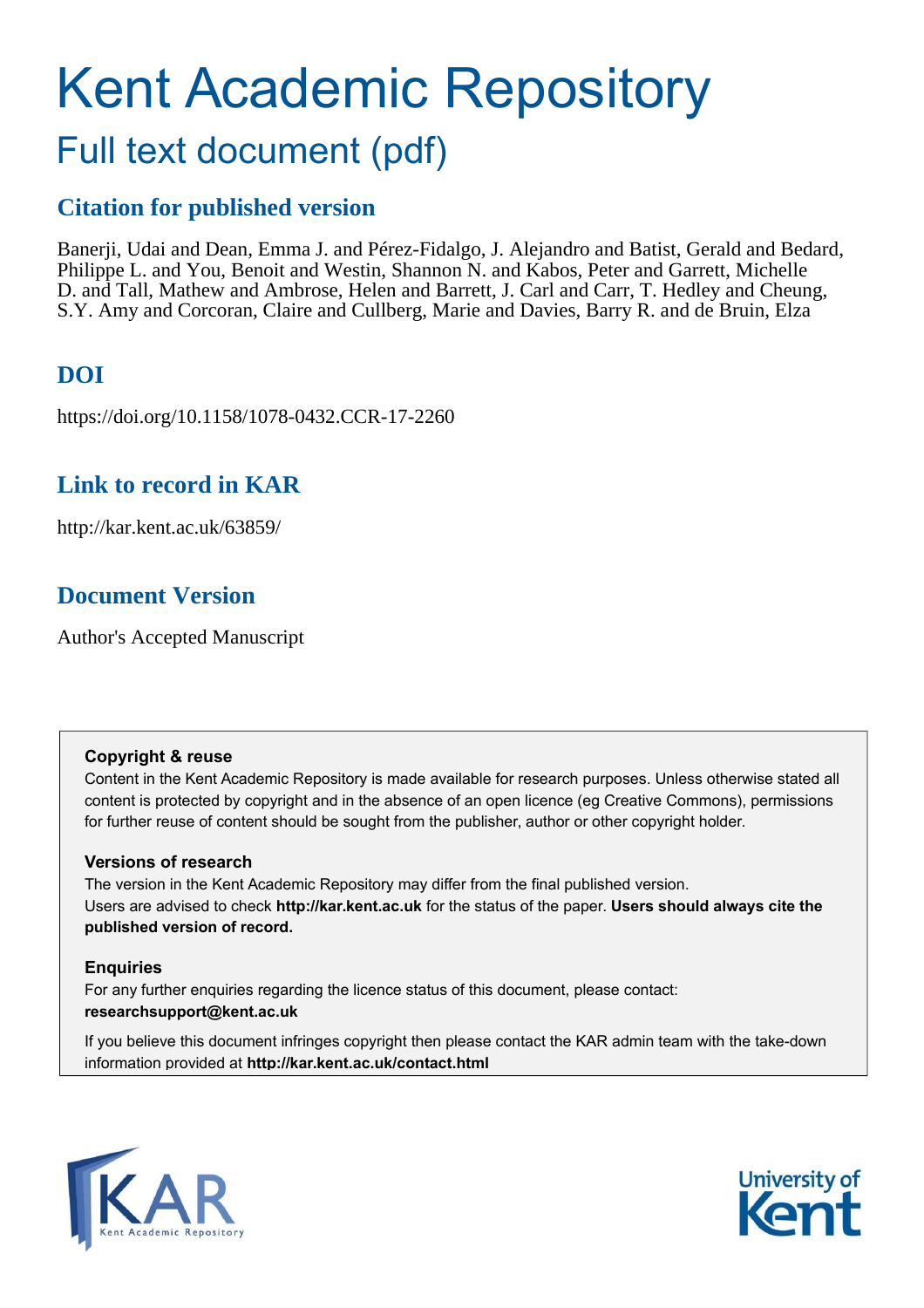# Kent Academic Repository

## Full text document (pdf)

### Citation for published version

Banerji, Udai and Dean, Emma J. and Pérez-Fidalgo, J. Alejandro and Batist, Gerald and Bedard, Philippe L. and You, Benoit and Westin, Shannon N. and Kabos, Peter and Garrett, Michelle D. and Tall, Mathew and Ambrose, Helen and Barrett, J. Carl and Carr, T. Hedley and Cheung, S.Y. Amy and Corcoran, Claire and Cullberg, Marie and Davies, Barry R. and de Bruin, Elza

### DOI

https://doi.org/10.1158/1078-0432.CCR-17-2260

### Link to record in KAR

http://kar.kent.ac.uk/63859/

### Document Version

Author's Accepted Manuscript

**Copyright & reuse**

Content in the Kent Academic Repository is made available for research purposes. Unless otherwise stated all content is protected by copyright and in the absence of an open licence (eg Creative Commons), permissions for further reuse of content should be sought from the publisher, author or other copyright holder.

**Versions of research**

The version in the Kent Academic Repository may differ from the final published version. Users are advised to check **http://kar.kent.ac.uk** for the status of the paper. **Users should always cite the published version of record.**

**Enquiries**

For any further enquiries regarding the licence status of this document, please contact: **researchsupport@kent.ac.uk**

If you believe this document infringes copyright then please contact the KAR admin team with the take-down information provided at **http://kar.kent.ac.uk/contact.html**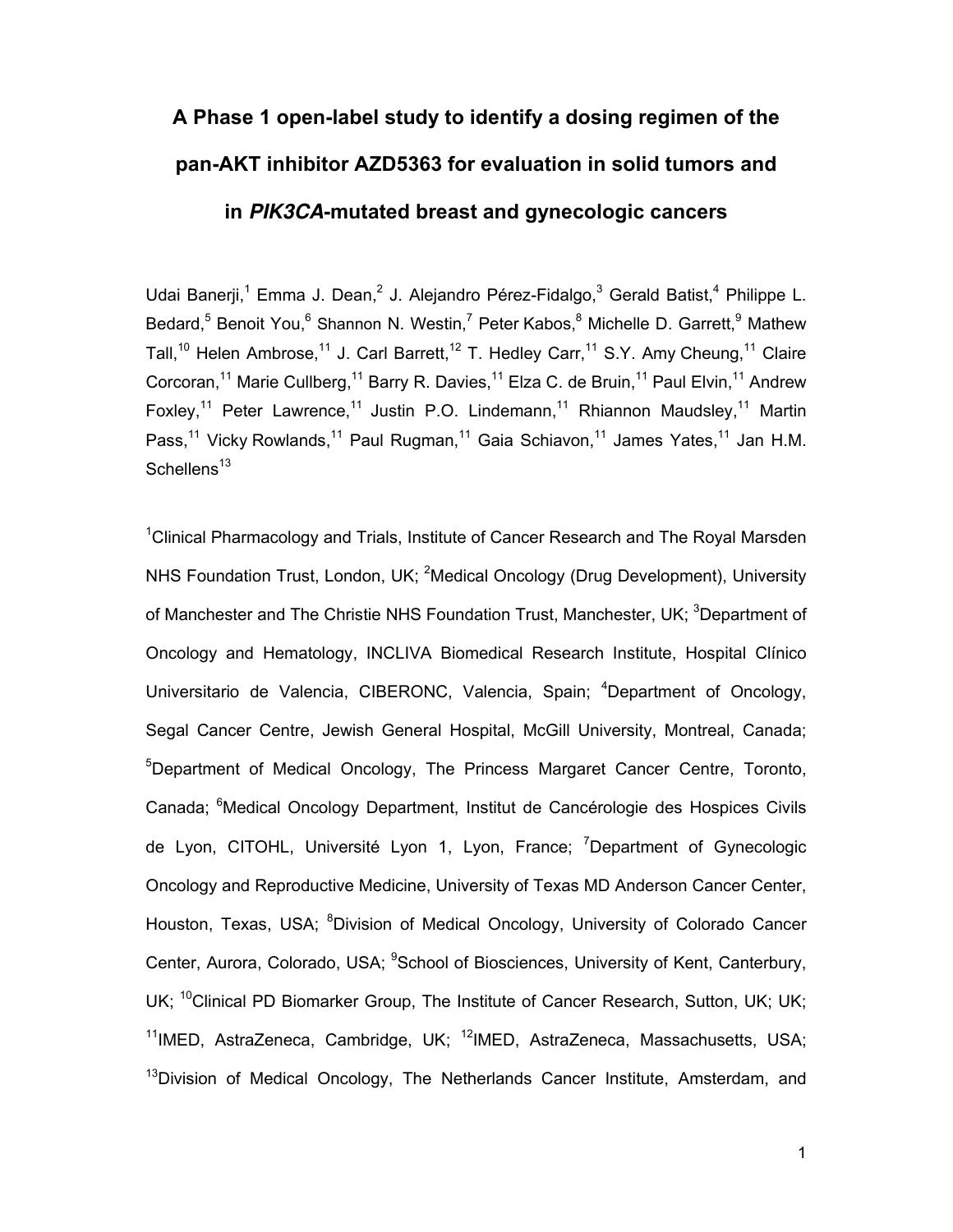# A Phase 1 open-label study to identify a dosing regimen of the pan-AKT inhibitor AZD5363 for evaluation in solid tumors and in *PIK3CA*-mutated breast and gynecologic cancers

Udai Banerji,[1] Emma J. Dean,[2] J. Alejandro Pérez-Fidalgo,[3] Gerald Batist,[4] Philippe L. Bedard,[5] Benoit You,[6] Shannon N. Westin,[7] Peter Kabos,[8] Michelle D. Garrett,[9] Mathew Tall,[10] Helen Ambrose,[11] J. Carl Barrett,[12] T. Hedley Carr,[11] S.Y. Amy Cheung,[11] Claire Corcoran,[11] Marie Cullberg,[11] Barry R. Davies,[11] Elza C. de Bruin,[11] Paul Elvin,[11] Andrew Foxley,[11] Peter Lawrence,[11] Justin P.O. Lindemann,[11] Rhiannon Maudsley,[11] Martin Pass,[11] Vicky Rowlands,[11] Paul Rugman,[11] Gaia Schiavon,[11] James Yates,[11] Jan H.M. Schellens[13]

[1]Clinical Pharmacology and Trials, Institute of Cancer Research and The Royal Marsden NHS Foundation Trust, London, UK; [2]Medical Oncology (Drug Development), University of Manchester and The Christie NHS Foundation Trust, Manchester, UK; [3]Department of Oncology and Hematology, INCLIVA Biomedical Research Institute, Hospital Clínico Universitario de Valencia, CIBERONC, Valencia, Spain; [4]Department of Oncology, Segal Cancer Centre, Jewish General Hospital, McGill University, Montreal, Canada; [5]Department of Medical Oncology, The Princess Margaret Cancer Centre, Toronto, Canada; [6]Medical Oncology Department, Institut de Cancérologie des Hospices Civils de Lyon, CITOHL, Université Lyon 1, Lyon, France; [7]Department of Gynecologic Oncology and Reproductive Medicine, University of Texas MD Anderson Cancer Center, Houston, Texas, USA; [8]Division of Medical Oncology, University of Colorado Cancer Center, Aurora, Colorado, USA; [9]School of Biosciences, University of Kent, Canterbury, UK; [10]Clinical PD Biomarker Group, The Institute of Cancer Research, Sutton, UK; UK; [11]IMED, AstraZeneca, Cambridge, UK; [12]IMED, AstraZeneca, Massachusetts, USA; [13]Division of Medical Oncology, The Netherlands Cancer Institute, Amsterdam, and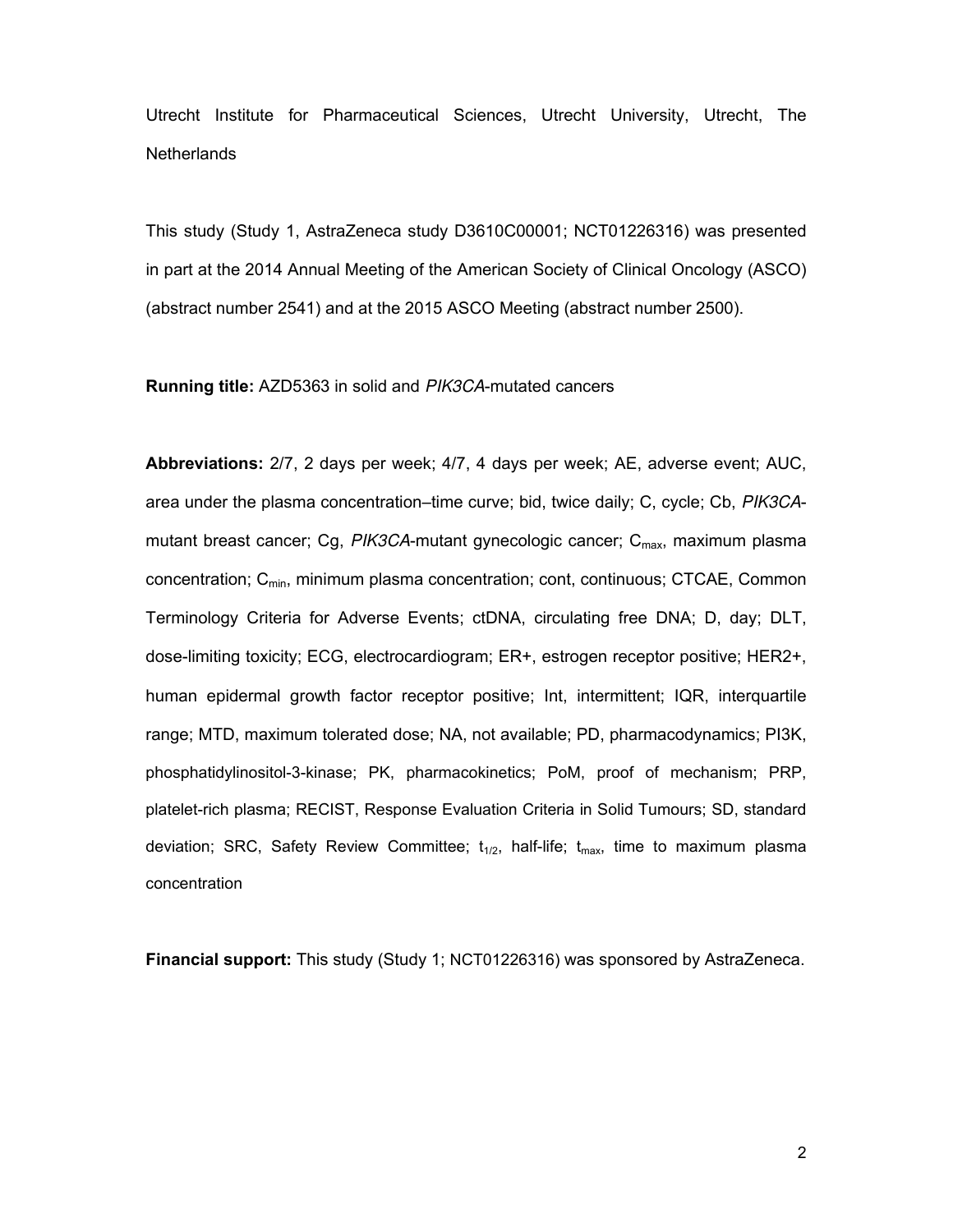Utrecht Institute for Pharmaceutical Sciences, Utrecht University, Utrecht, The Netherlands

This study (Study 1, AstraZeneca study D3610C00001; NCT01226316) was presented in part at the 2014 Annual Meeting of the American Society of Clinical Oncology (ASCO) (abstract number 2541) and at the 2015 ASCO Meeting (abstract number 2500).

**Running title:** AZD5363 in solid and *PIK3CA*-mutated cancers

**Abbreviations:** 2/7, 2 days per week; 4/7, 4 days per week; AE, adverse event; AUC, area under the plasma concentration–time curve; bid, twice daily; C, cycle; Cb, *PIK3CA*-mutant breast cancer; Cg, *PIK3CA*-mutant gynecologic cancer; $C_{max}$, maximum plasma concentration; $C_{min}$, minimum plasma concentration; cont, continuous; CTCAE, Common Terminology Criteria for Adverse Events; ctDNA, circulating free DNA; D, day; DLT, dose-limiting toxicity; ECG, electrocardiogram; ER+, estrogen receptor positive; HER2+, human epidermal growth factor receptor positive; Int, intermittent; IQR, interquartile range; MTD, maximum tolerated dose; NA, not available; PD, pharmacodynamics; PI3K, phosphatidylinositol-3-kinase; PK, pharmacokinetics; PoM, proof of mechanism; PRP, platelet-rich plasma; RECIST, Response Evaluation Criteria in Solid Tumours; SD, standard deviation; SRC, Safety Review Committee; $t_{1/2}$, half-life; $t_{max}$, time to maximum plasma concentration

**Financial support:** This study (Study 1; NCT01226316) was sponsored by AstraZeneca.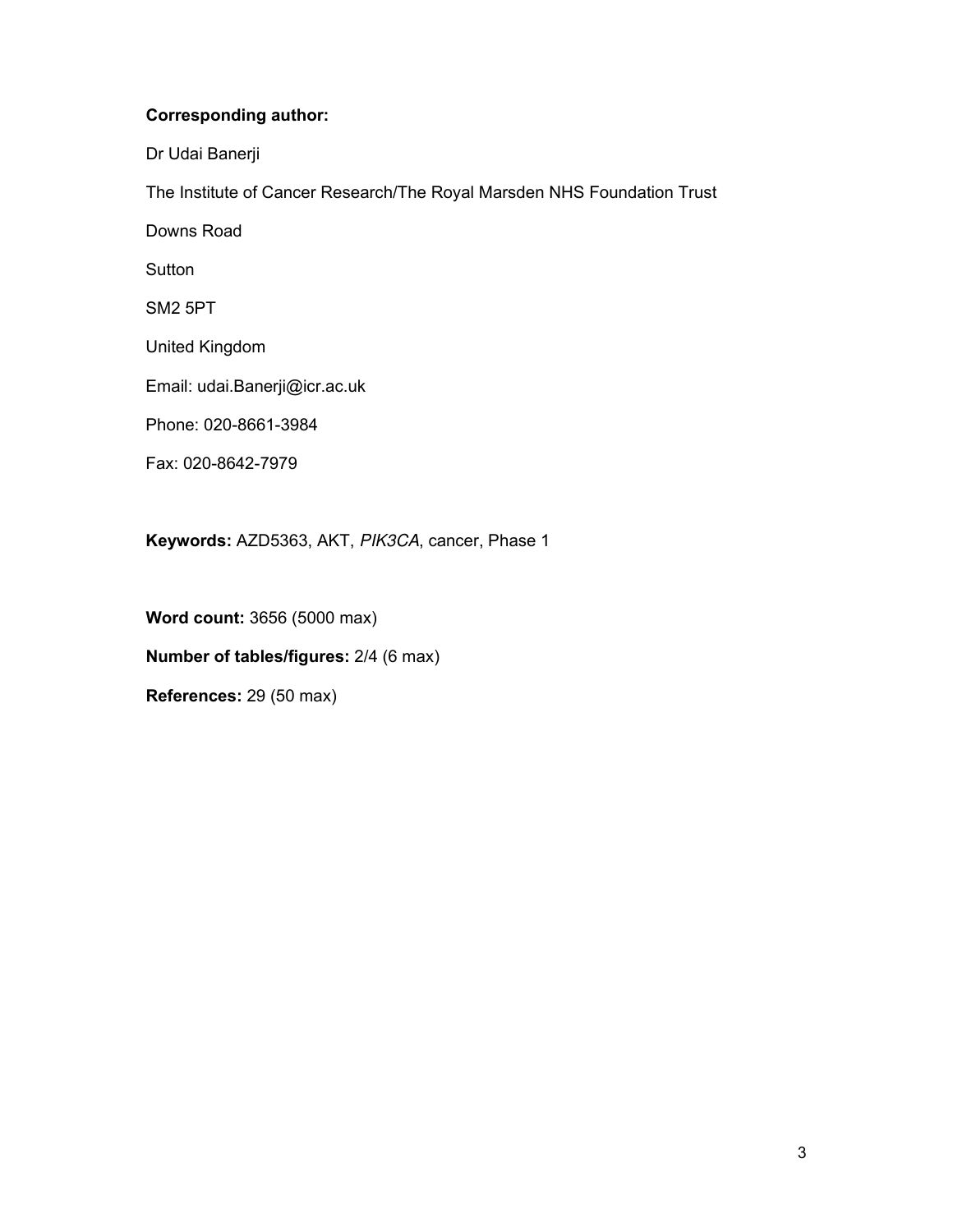**Corresponding author:**

Dr Udai Banerji

The Institute of Cancer Research/The Royal Marsden NHS Foundation Trust

Downs Road

Sutton

SM2 5PT

United Kingdom

Email: udai.Banerji@icr.ac.uk

Phone: 020-8661-3984

Fax: 020-8642-7979

**Keywords:** AZD5363, AKT, *PIK3CA*, cancer, Phase 1

**Word count:** 3656 (5000 max)

**Number of tables/figures:** 2/4 (6 max)

**References:** 29 (50 max)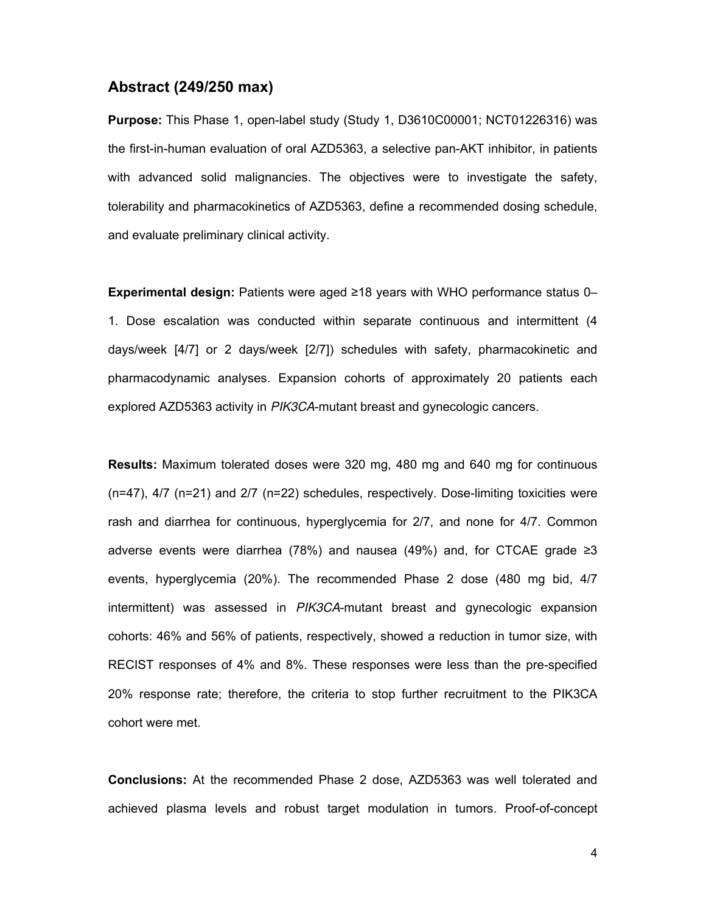## Abstract (249/250 max)

**Purpose:** This Phase 1, open-label study (Study 1, D3610C00001; NCT01226316) was the first-in-human evaluation of oral AZD5363, a selective pan-AKT inhibitor, in patients with advanced solid malignancies. The objectives were to investigate the safety, tolerability and pharmacokinetics of AZD5363, define a recommended dosing schedule, and evaluate preliminary clinical activity.

**Experimental design:** Patients were aged ≥18 years with WHO performance status 0–1. Dose escalation was conducted within separate continuous and intermittent (4 days/week [4/7] or 2 days/week [2/7]) schedules with safety, pharmacokinetic and pharmacodynamic analyses. Expansion cohorts of approximately 20 patients each explored AZD5363 activity in *PIK3CA*-mutant breast and gynecologic cancers.

**Results:** Maximum tolerated doses were 320 mg, 480 mg and 640 mg for continuous (n=47), 4/7 (n=21) and 2/7 (n=22) schedules, respectively. Dose-limiting toxicities were rash and diarrhea for continuous, hyperglycemia for 2/7, and none for 4/7. Common adverse events were diarrhea (78%) and nausea (49%) and, for CTCAE grade ≥3 events, hyperglycemia (20%). The recommended Phase 2 dose (480 mg bid, 4/7 intermittent) was assessed in *PIK3CA*-mutant breast and gynecologic expansion cohorts: 46% and 56% of patients, respectively, showed a reduction in tumor size, with RECIST responses of 4% and 8%. These responses were less than the pre-specified 20% response rate; therefore, the criteria to stop further recruitment to the PIK3CA cohort were met.

**Conclusions:** At the recommended Phase 2 dose, AZD5363 was well tolerated and achieved plasma levels and robust target modulation in tumors. Proof-of-concept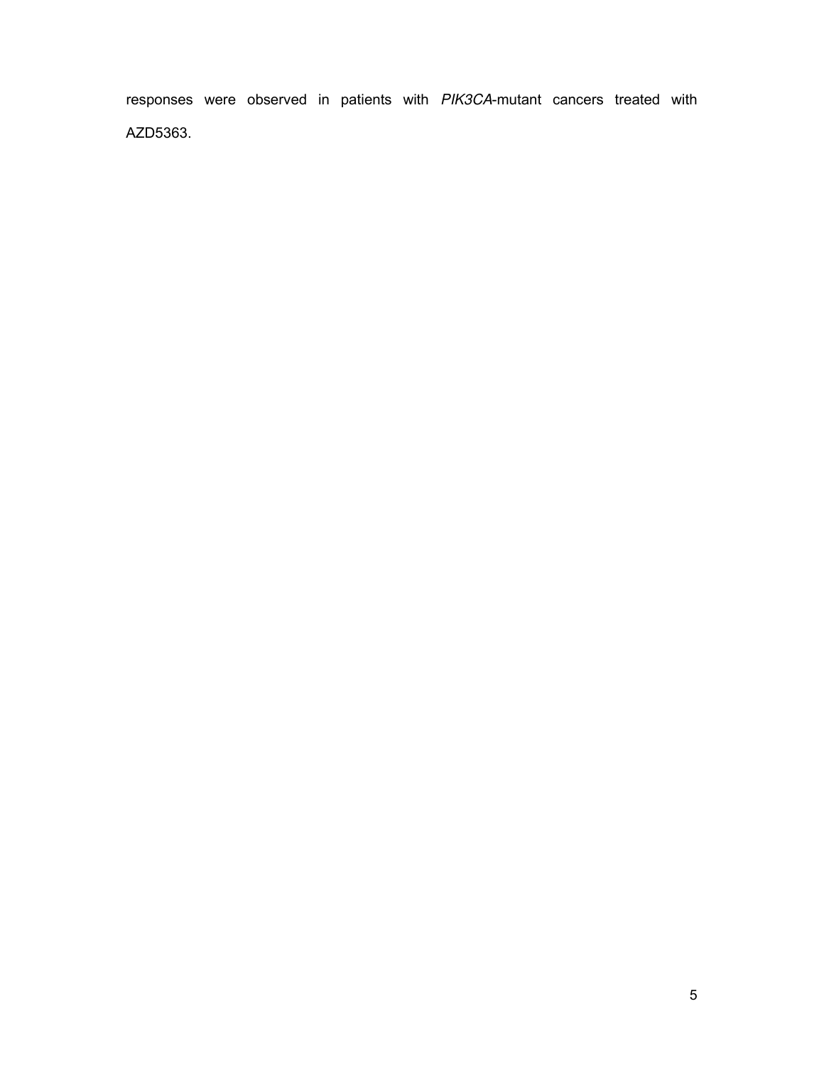responses were observed in patients with *PIK3CA*-mutant cancers treated with AZD5363.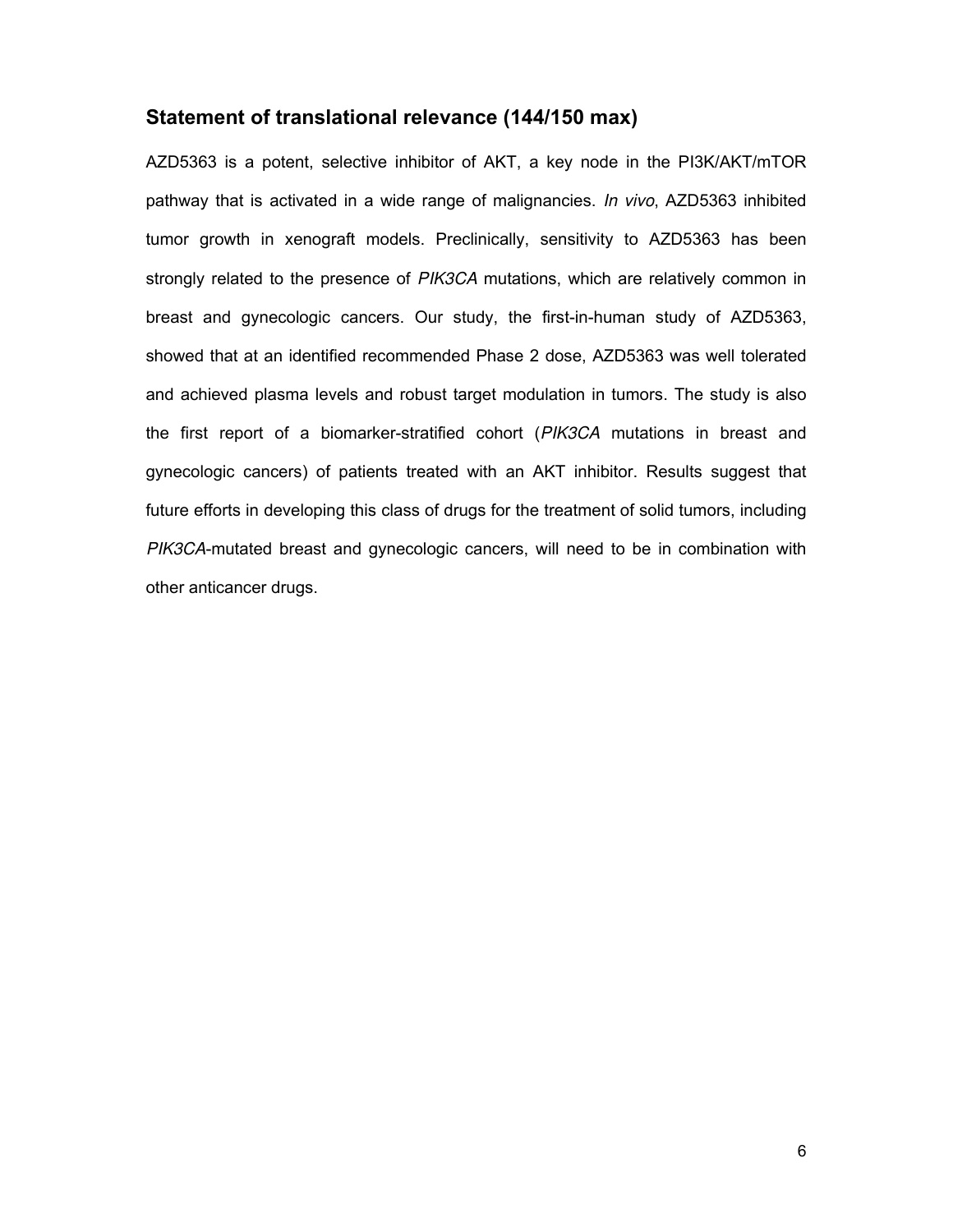## Statement of translational relevance (144/150 max)

AZD5363 is a potent, selective inhibitor of AKT, a key node in the PI3K/AKT/mTOR pathway that is activated in a wide range of malignancies. *In vivo*, AZD5363 inhibited tumor growth in xenograft models. Preclinically, sensitivity to AZD5363 has been strongly related to the presence of *PIK3CA* mutations, which are relatively common in breast and gynecologic cancers. Our study, the first-in-human study of AZD5363, showed that at an identified recommended Phase 2 dose, AZD5363 was well tolerated and achieved plasma levels and robust target modulation in tumors. The study is also the first report of a biomarker-stratified cohort (*PIK3CA* mutations in breast and gynecologic cancers) of patients treated with an AKT inhibitor. Results suggest that future efforts in developing this class of drugs for the treatment of solid tumors, including *PIK3CA*-mutated breast and gynecologic cancers, will need to be in combination with other anticancer drugs.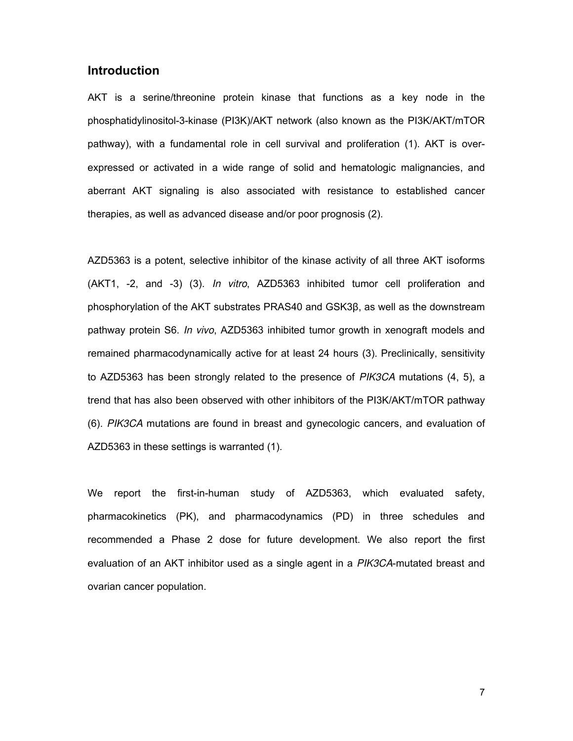## Introduction

AKT is a serine/threonine protein kinase that functions as a key node in the phosphatidylinositol-3-kinase (PI3K)/AKT network (also known as the PI3K/AKT/mTOR pathway), with a fundamental role in cell survival and proliferation (1). AKT is over-expressed or activated in a wide range of solid and hematologic malignancies, and aberrant AKT signaling is also associated with resistance to established cancer therapies, as well as advanced disease and/or poor prognosis (2).

AZD5363 is a potent, selective inhibitor of the kinase activity of all three AKT isoforms (AKT1, -2, and -3) (3). *In vitro*, AZD5363 inhibited tumor cell proliferation and phosphorylation of the AKT substrates PRAS40 and GSK3β, as well as the downstream pathway protein S6. *In vivo*, AZD5363 inhibited tumor growth in xenograft models and remained pharmacodynamically active for at least 24 hours (3). Preclinically, sensitivity to AZD5363 has been strongly related to the presence of *PIK3CA* mutations (4, 5), a trend that has also been observed with other inhibitors of the PI3K/AKT/mTOR pathway (6). *PIK3CA* mutations are found in breast and gynecologic cancers, and evaluation of AZD5363 in these settings is warranted (1).

We report the first-in-human study of AZD5363, which evaluated safety, pharmacokinetics (PK), and pharmacodynamics (PD) in three schedules and recommended a Phase 2 dose for future development. We also report the first evaluation of an AKT inhibitor used as a single agent in a *PIK3CA*-mutated breast and ovarian cancer population.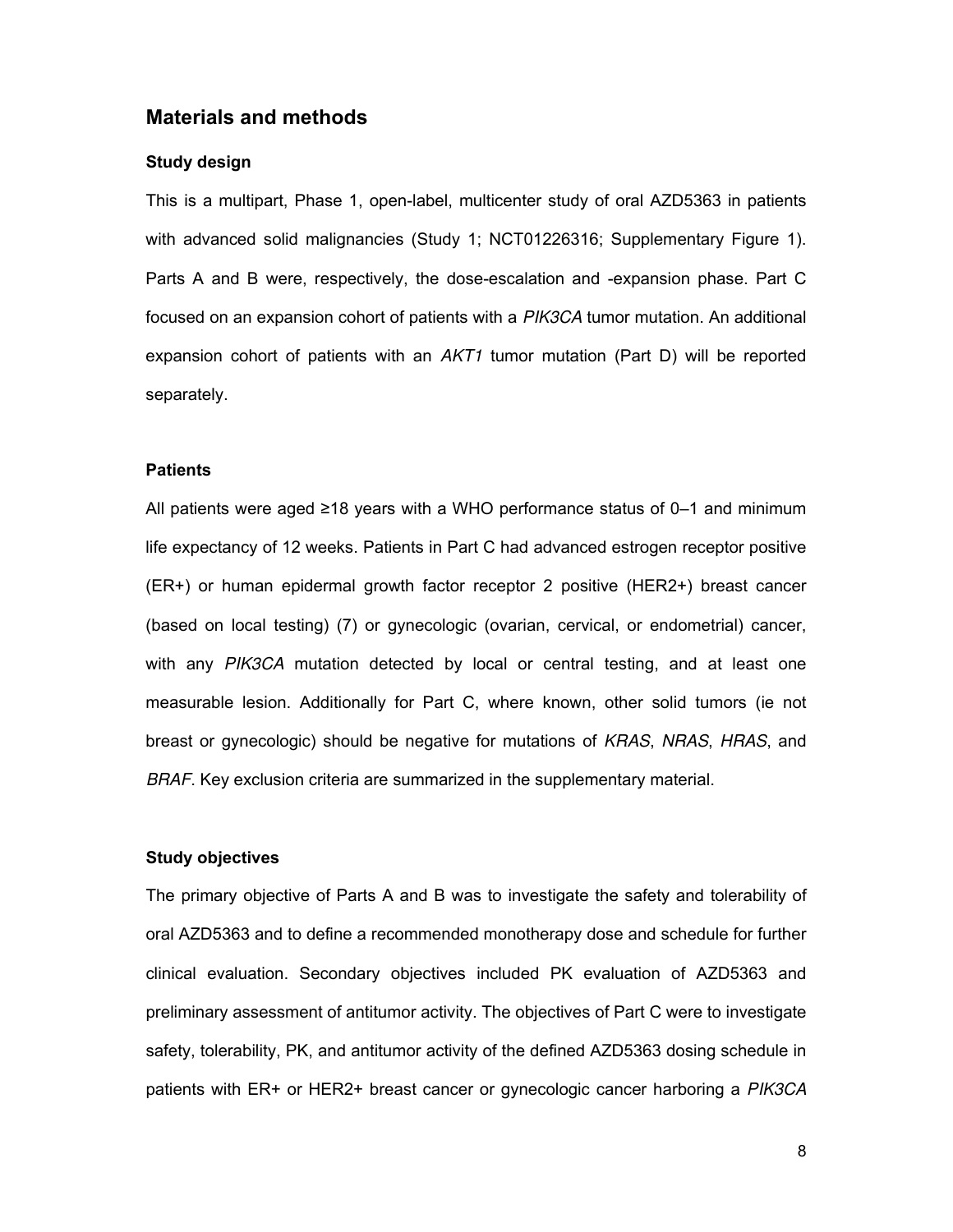## Materials and methods

### Study design

This is a multipart, Phase 1, open-label, multicenter study of oral AZD5363 in patients with advanced solid malignancies (Study 1; NCT01226316; Supplementary Figure 1). Parts A and B were, respectively, the dose-escalation and -expansion phase. Part C focused on an expansion cohort of patients with a *PIK3CA* tumor mutation. An additional expansion cohort of patients with an *AKT1* tumor mutation (Part D) will be reported separately.

### Patients

All patients were aged ≥18 years with a WHO performance status of 0–1 and minimum life expectancy of 12 weeks. Patients in Part C had advanced estrogen receptor positive (ER+) or human epidermal growth factor receptor 2 positive (HER2+) breast cancer (based on local testing) (7) or gynecologic (ovarian, cervical, or endometrial) cancer, with any *PIK3CA* mutation detected by local or central testing, and at least one measurable lesion. Additionally for Part C, where known, other solid tumors (ie not breast or gynecologic) should be negative for mutations of *KRAS*, *NRAS*, *HRAS*, and *BRAF*. Key exclusion criteria are summarized in the supplementary material.

### Study objectives

The primary objective of Parts A and B was to investigate the safety and tolerability of oral AZD5363 and to define a recommended monotherapy dose and schedule for further clinical evaluation. Secondary objectives included PK evaluation of AZD5363 and preliminary assessment of antitumor activity. The objectives of Part C were to investigate safety, tolerability, PK, and antitumor activity of the defined AZD5363 dosing schedule in patients with ER+ or HER2+ breast cancer or gynecologic cancer harboring a *PIK3CA*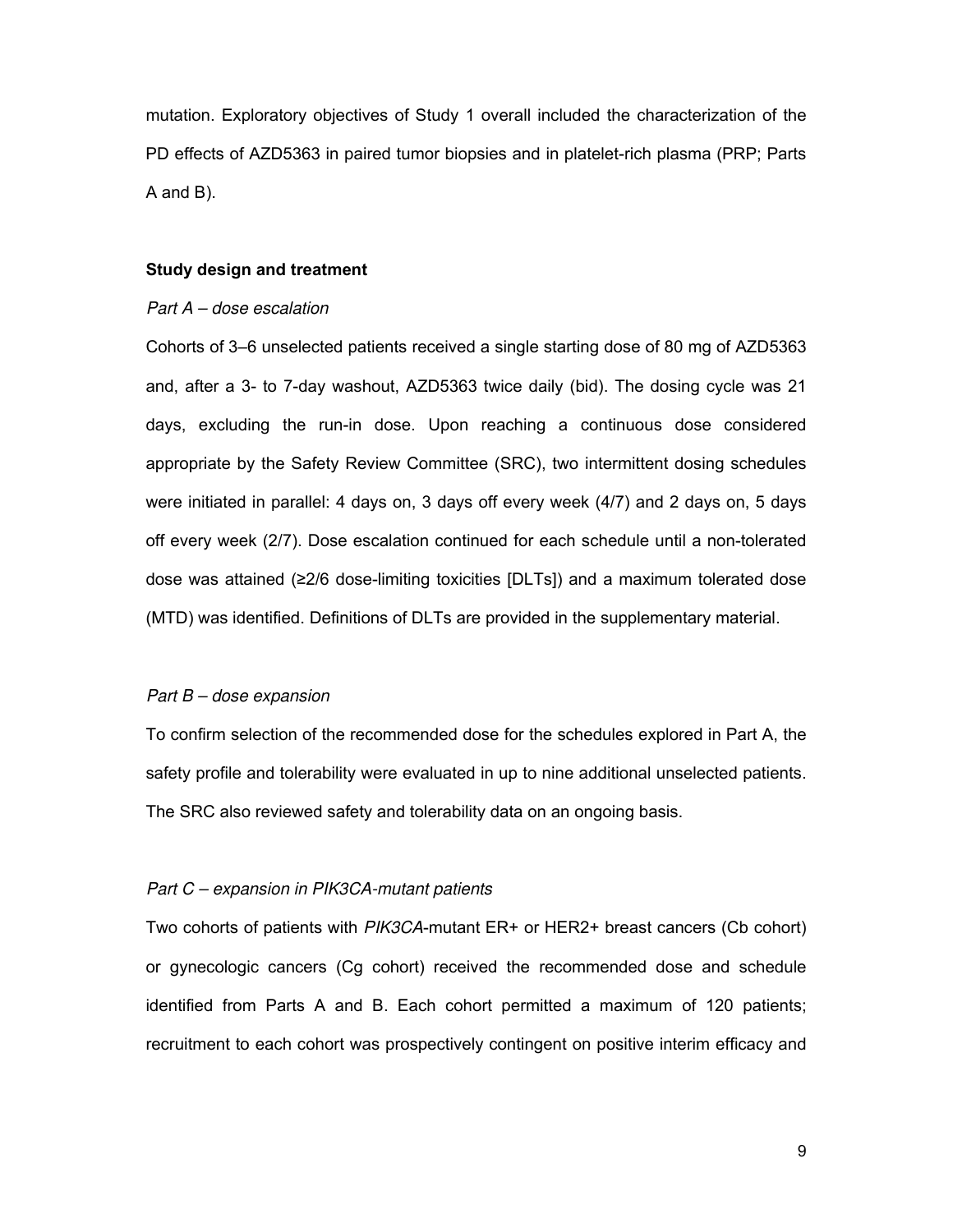mutation. Exploratory objectives of Study 1 overall included the characterization of the PD effects of AZD5363 in paired tumor biopsies and in platelet-rich plasma (PRP; Parts A and B).

### Study design and treatment

*Part A – dose escalation*

Cohorts of 3–6 unselected patients received a single starting dose of 80 mg of AZD5363 and, after a 3- to 7-day washout, AZD5363 twice daily (bid). The dosing cycle was 21 days, excluding the run-in dose. Upon reaching a continuous dose considered appropriate by the Safety Review Committee (SRC), two intermittent dosing schedules were initiated in parallel: 4 days on, 3 days off every week (4/7) and 2 days on, 5 days off every week (2/7). Dose escalation continued for each schedule until a non-tolerated dose was attained (≥2/6 dose-limiting toxicities [DLTs]) and a maximum tolerated dose (MTD) was identified. Definitions of DLTs are provided in the supplementary material.

*Part B – dose expansion*

To confirm selection of the recommended dose for the schedules explored in Part A, the safety profile and tolerability were evaluated in up to nine additional unselected patients. The SRC also reviewed safety and tolerability data on an ongoing basis.

*Part C – expansion in PIK3CA-mutant patients*

Two cohorts of patients with *PIK3CA*-mutant ER+ or HER2+ breast cancers (Cb cohort) or gynecologic cancers (Cg cohort) received the recommended dose and schedule identified from Parts A and B. Each cohort permitted a maximum of 120 patients; recruitment to each cohort was prospectively contingent on positive interim efficacy and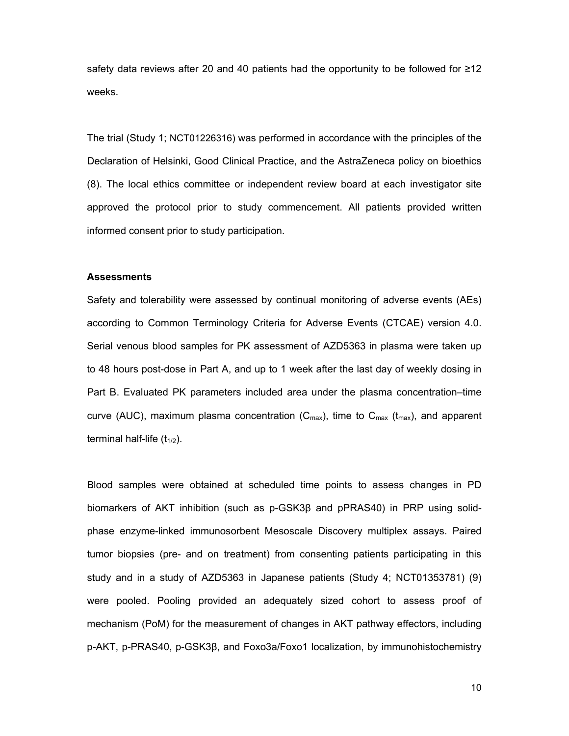safety data reviews after 20 and 40 patients had the opportunity to be followed for ≥12 weeks.

The trial (Study 1; NCT01226316) was performed in accordance with the principles of the Declaration of Helsinki, Good Clinical Practice, and the AstraZeneca policy on bioethics (8). The local ethics committee or independent review board at each investigator site approved the protocol prior to study commencement. All patients provided written informed consent prior to study participation.

### Assessments

Safety and tolerability were assessed by continual monitoring of adverse events (AEs) according to Common Terminology Criteria for Adverse Events (CTCAE) version 4.0. Serial venous blood samples for PK assessment of AZD5363 in plasma were taken up to 48 hours post-dose in Part A, and up to 1 week after the last day of weekly dosing in Part B. Evaluated PK parameters included area under the plasma concentration–time curve (AUC), maximum plasma concentration ($C_{max}$), time to $C_{max}$ ($t_{max}$), and apparent terminal half-life ($t_{1/2}$).

Blood samples were obtained at scheduled time points to assess changes in PD biomarkers of AKT inhibition (such as p-GSK3β and pPRAS40) in PRP using solid-phase enzyme-linked immunosorbent Mesoscale Discovery multiplex assays. Paired tumor biopsies (pre- and on treatment) from consenting patients participating in this study and in a study of AZD5363 in Japanese patients (Study 4; NCT01353781) (9) were pooled. Pooling provided an adequately sized cohort to assess proof of mechanism (PoM) for the measurement of changes in AKT pathway effectors, including p-AKT, p-PRAS40, p-GSK3β, and Foxo3a/Foxo1 localization, by immunohistochemistry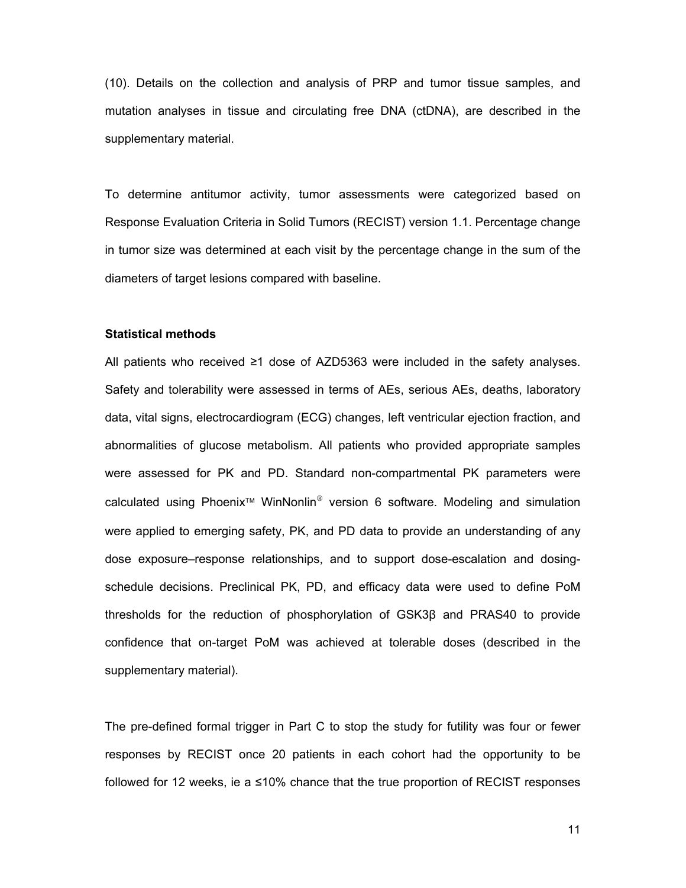(10). Details on the collection and analysis of PRP and tumor tissue samples, and mutation analyses in tissue and circulating free DNA (ctDNA), are described in the supplementary material.

To determine antitumor activity, tumor assessments were categorized based on Response Evaluation Criteria in Solid Tumors (RECIST) version 1.1. Percentage change in tumor size was determined at each visit by the percentage change in the sum of the diameters of target lesions compared with baseline.

### Statistical methods

All patients who received ≥1 dose of AZD5363 were included in the safety analyses. Safety and tolerability were assessed in terms of AEs, serious AEs, deaths, laboratory data, vital signs, electrocardiogram (ECG) changes, left ventricular ejection fraction, and abnormalities of glucose metabolism. All patients who provided appropriate samples were assessed for PK and PD. Standard non-compartmental PK parameters were calculated using Phoenix™ WinNonlin® version 6 software. Modeling and simulation were applied to emerging safety, PK, and PD data to provide an understanding of any dose exposure–response relationships, and to support dose-escalation and dosing-schedule decisions. Preclinical PK, PD, and efficacy data were used to define PoM thresholds for the reduction of phosphorylation of GSK3β and PRAS40 to provide confidence that on-target PoM was achieved at tolerable doses (described in the supplementary material).

The pre-defined formal trigger in Part C to stop the study for futility was four or fewer responses by RECIST once 20 patients in each cohort had the opportunity to be followed for 12 weeks, ie a ≤10% chance that the true proportion of RECIST responses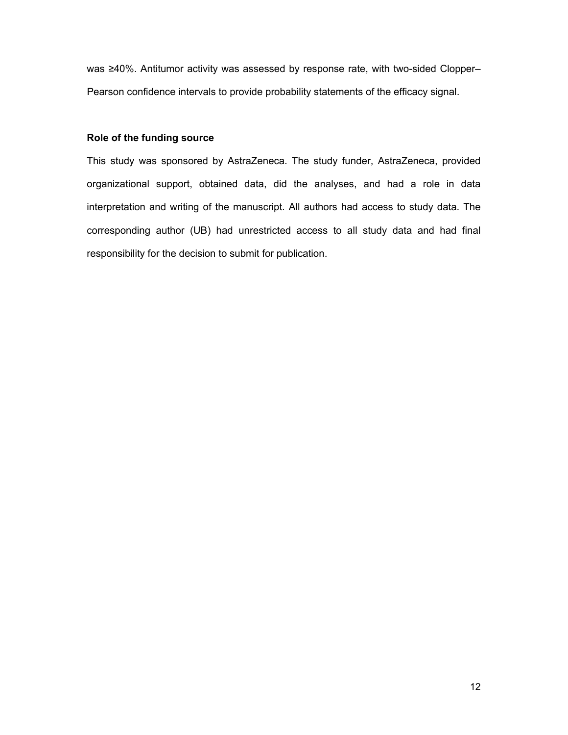was ≥40%. Antitumor activity was assessed by response rate, with two-sided Clopper–Pearson confidence intervals to provide probability statements of the efficacy signal.

### Role of the funding source

This study was sponsored by AstraZeneca. The study funder, AstraZeneca, provided organizational support, obtained data, did the analyses, and had a role in data interpretation and writing of the manuscript. All authors had access to study data. The corresponding author (UB) had unrestricted access to all study data and had final responsibility for the decision to submit for publication.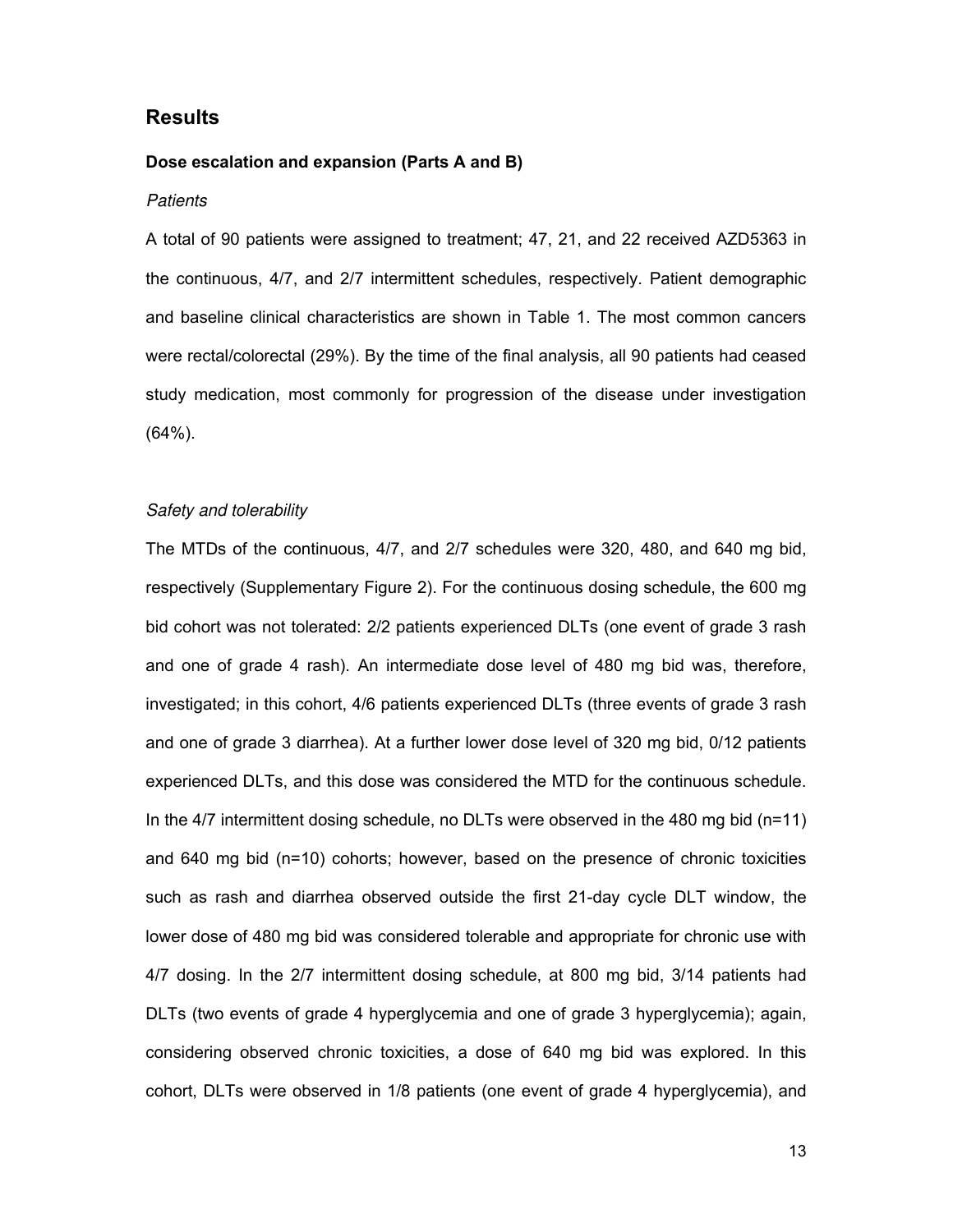## Results

### Dose escalation and expansion (Parts A and B)

*Patients*

A total of 90 patients were assigned to treatment; 47, 21, and 22 received AZD5363 in the continuous, 4/7, and 2/7 intermittent schedules, respectively. Patient demographic and baseline clinical characteristics are shown in Table 1. The most common cancers were rectal/colorectal (29%). By the time of the final analysis, all 90 patients had ceased study medication, most commonly for progression of the disease under investigation (64%).

*Safety and tolerability*

The MTDs of the continuous, 4/7, and 2/7 schedules were 320, 480, and 640 mg bid, respectively (Supplementary Figure 2). For the continuous dosing schedule, the 600 mg bid cohort was not tolerated: 2/2 patients experienced DLTs (one event of grade 3 rash and one of grade 4 rash). An intermediate dose level of 480 mg bid was, therefore, investigated; in this cohort, 4/6 patients experienced DLTs (three events of grade 3 rash and one of grade 3 diarrhea). At a further lower dose level of 320 mg bid, 0/12 patients experienced DLTs, and this dose was considered the MTD for the continuous schedule. In the 4/7 intermittent dosing schedule, no DLTs were observed in the 480 mg bid (n=11) and 640 mg bid (n=10) cohorts; however, based on the presence of chronic toxicities such as rash and diarrhea observed outside the first 21-day cycle DLT window, the lower dose of 480 mg bid was considered tolerable and appropriate for chronic use with 4/7 dosing. In the 2/7 intermittent dosing schedule, at 800 mg bid, 3/14 patients had DLTs (two events of grade 4 hyperglycemia and one of grade 3 hyperglycemia); again, considering observed chronic toxicities, a dose of 640 mg bid was explored. In this cohort, DLTs were observed in 1/8 patients (one event of grade 4 hyperglycemia), and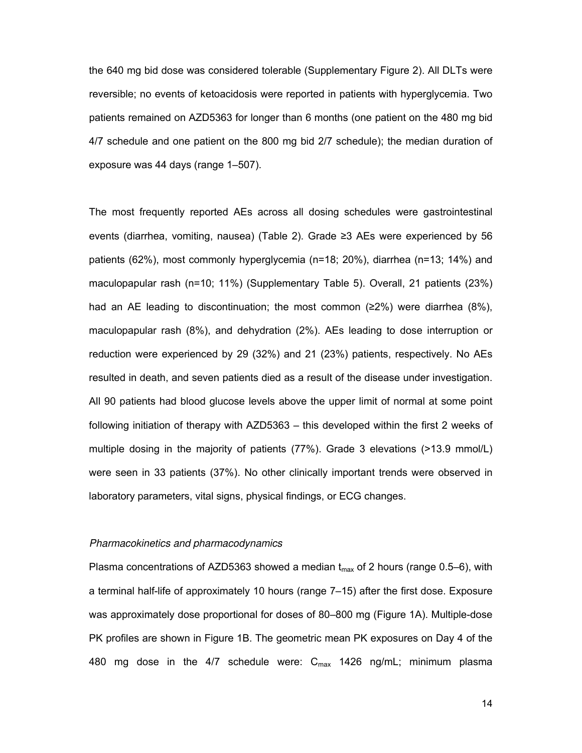the 640 mg bid dose was considered tolerable (Supplementary Figure 2). All DLTs were reversible; no events of ketoacidosis were reported in patients with hyperglycemia. Two patients remained on AZD5363 for longer than 6 months (one patient on the 480 mg bid 4/7 schedule and one patient on the 800 mg bid 2/7 schedule); the median duration of exposure was 44 days (range 1–507).

The most frequently reported AEs across all dosing schedules were gastrointestinal events (diarrhea, vomiting, nausea) (Table 2). Grade ≥3 AEs were experienced by 56 patients (62%), most commonly hyperglycemia (n=18; 20%), diarrhea (n=13; 14%) and maculopapular rash (n=10; 11%) (Supplementary Table 5). Overall, 21 patients (23%) had an AE leading to discontinuation; the most common (≥2%) were diarrhea (8%), maculopapular rash (8%), and dehydration (2%). AEs leading to dose interruption or reduction were experienced by 29 (32%) and 21 (23%) patients, respectively. No AEs resulted in death, and seven patients died as a result of the disease under investigation. All 90 patients had blood glucose levels above the upper limit of normal at some point following initiation of therapy with AZD5363 – this developed within the first 2 weeks of multiple dosing in the majority of patients (77%). Grade 3 elevations (>13.9 mmol/L) were seen in 33 patients (37%). No other clinically important trends were observed in laboratory parameters, vital signs, physical findings, or ECG changes.

*Pharmacokinetics and pharmacodynamics*

Plasma concentrations of AZD5363 showed a median $t_{max}$ of 2 hours (range 0.5–6), with a terminal half-life of approximately 10 hours (range 7–15) after the first dose. Exposure was approximately dose proportional for doses of 80–800 mg (Figure 1A). Multiple-dose PK profiles are shown in Figure 1B. The geometric mean PK exposures on Day 4 of the 480 mg dose in the 4/7 schedule were: $C_{max}$ 1426 ng/mL; minimum plasma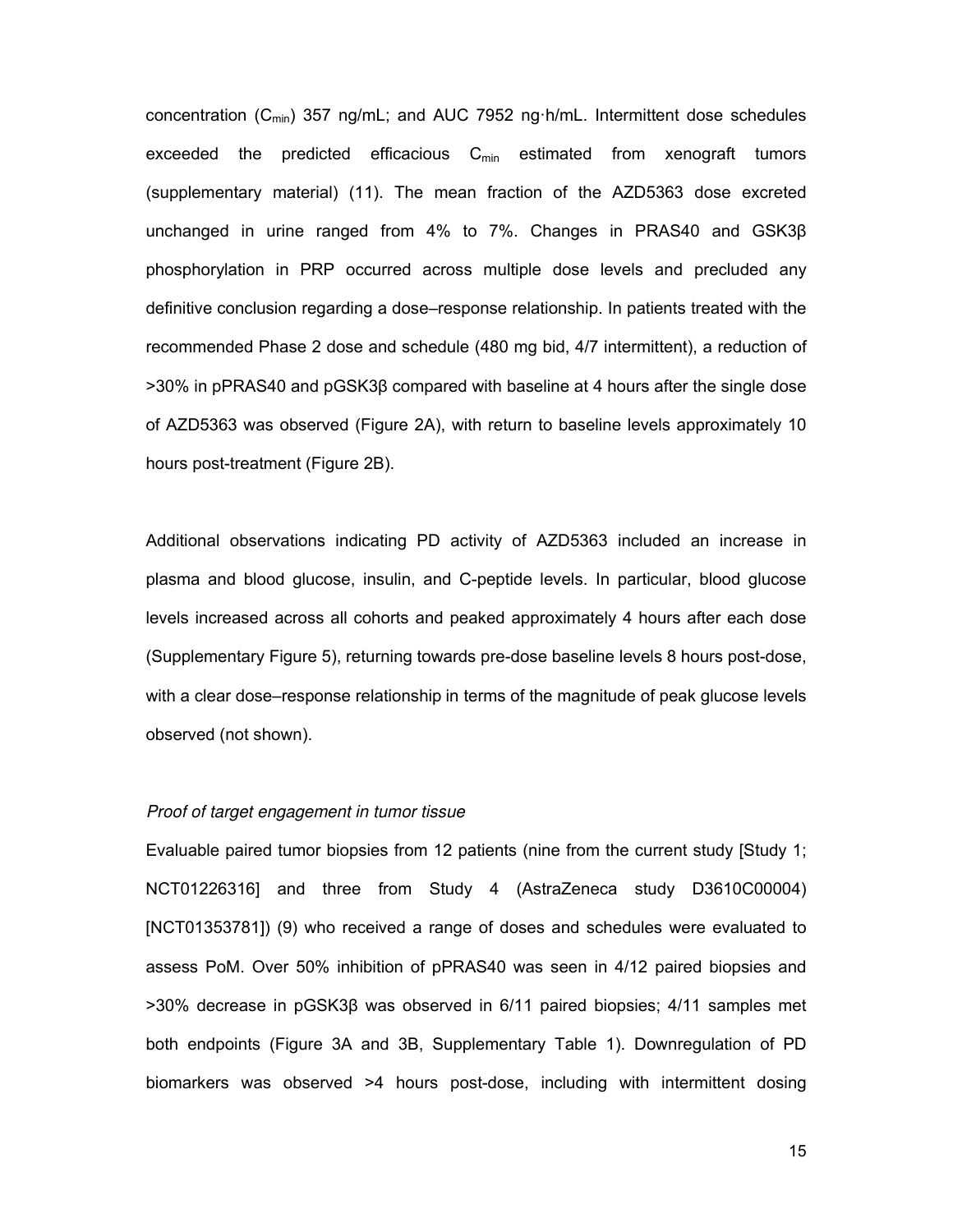concentration ($C_{min}$) 357 ng/mL; and AUC 7952 ng·h/mL. Intermittent dose schedules exceeded the predicted efficacious $C_{min}$ estimated from xenograft tumors (supplementary material) (11). The mean fraction of the AZD5363 dose excreted unchanged in urine ranged from 4% to 7%. Changes in PRAS40 and GSK3β phosphorylation in PRP occurred across multiple dose levels and precluded any definitive conclusion regarding a dose–response relationship. In patients treated with the recommended Phase 2 dose and schedule (480 mg bid, 4/7 intermittent), a reduction of >30% in pPRAS40 and pGSK3β compared with baseline at 4 hours after the single dose of AZD5363 was observed (Figure 2A), with return to baseline levels approximately 10 hours post-treatment (Figure 2B).

Additional observations indicating PD activity of AZD5363 included an increase in plasma and blood glucose, insulin, and C-peptide levels. In particular, blood glucose levels increased across all cohorts and peaked approximately 4 hours after each dose (Supplementary Figure 5), returning towards pre-dose baseline levels 8 hours post-dose, with a clear dose–response relationship in terms of the magnitude of peak glucose levels observed (not shown).

*Proof of target engagement in tumor tissue*

Evaluable paired tumor biopsies from 12 patients (nine from the current study [Study 1; NCT01226316] and three from Study 4 (AstraZeneca study D3610C00004) [NCT01353781]) (9) who received a range of doses and schedules were evaluated to assess PoM. Over 50% inhibition of pPRAS40 was seen in 4/12 paired biopsies and >30% decrease in pGSK3β was observed in 6/11 paired biopsies; 4/11 samples met both endpoints (Figure 3A and 3B, Supplementary Table 1). Downregulation of PD biomarkers was observed >4 hours post-dose, including with intermittent dosing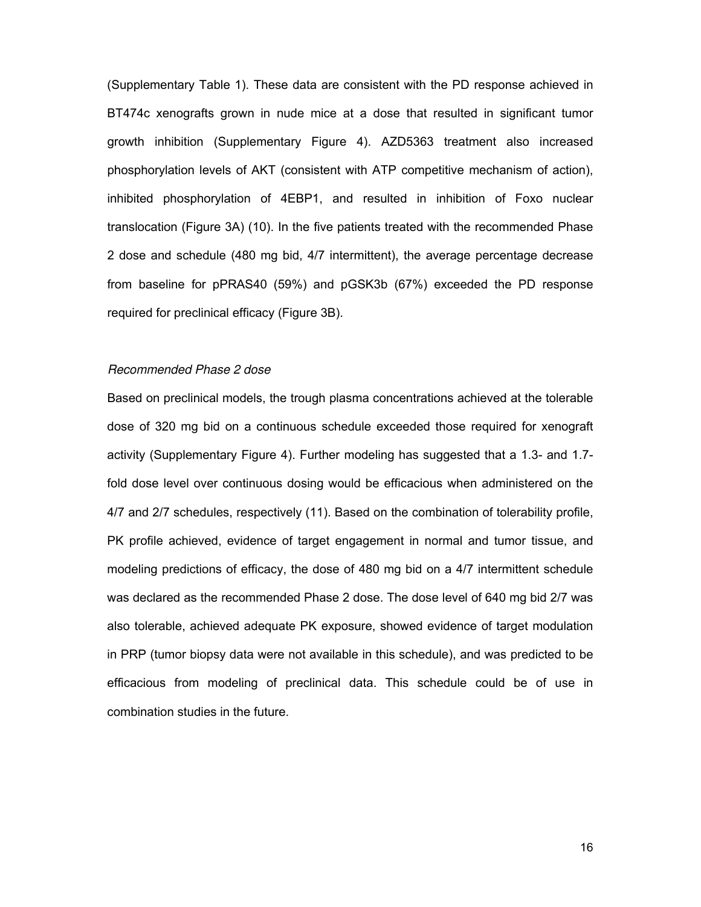(Supplementary Table 1). These data are consistent with the PD response achieved in BT474c xenografts grown in nude mice at a dose that resulted in significant tumor growth inhibition (Supplementary Figure 4). AZD5363 treatment also increased phosphorylation levels of AKT (consistent with ATP competitive mechanism of action), inhibited phosphorylation of 4EBP1, and resulted in inhibition of Foxo nuclear translocation (Figure 3A) (10). In the five patients treated with the recommended Phase 2 dose and schedule (480 mg bid, 4/7 intermittent), the average percentage decrease from baseline for pPRAS40 (59%) and pGSK3b (67%) exceeded the PD response required for preclinical efficacy (Figure 3B).

*Recommended Phase 2 dose*

Based on preclinical models, the trough plasma concentrations achieved at the tolerable dose of 320 mg bid on a continuous schedule exceeded those required for xenograft activity (Supplementary Figure 4). Further modeling has suggested that a 1.3- and 1.7-fold dose level over continuous dosing would be efficacious when administered on the 4/7 and 2/7 schedules, respectively (11). Based on the combination of tolerability profile, PK profile achieved, evidence of target engagement in normal and tumor tissue, and modeling predictions of efficacy, the dose of 480 mg bid on a 4/7 intermittent schedule was declared as the recommended Phase 2 dose. The dose level of 640 mg bid 2/7 was also tolerable, achieved adequate PK exposure, showed evidence of target modulation in PRP (tumor biopsy data were not available in this schedule), and was predicted to be efficacious from modeling of preclinical data. This schedule could be of use in combination studies in the future.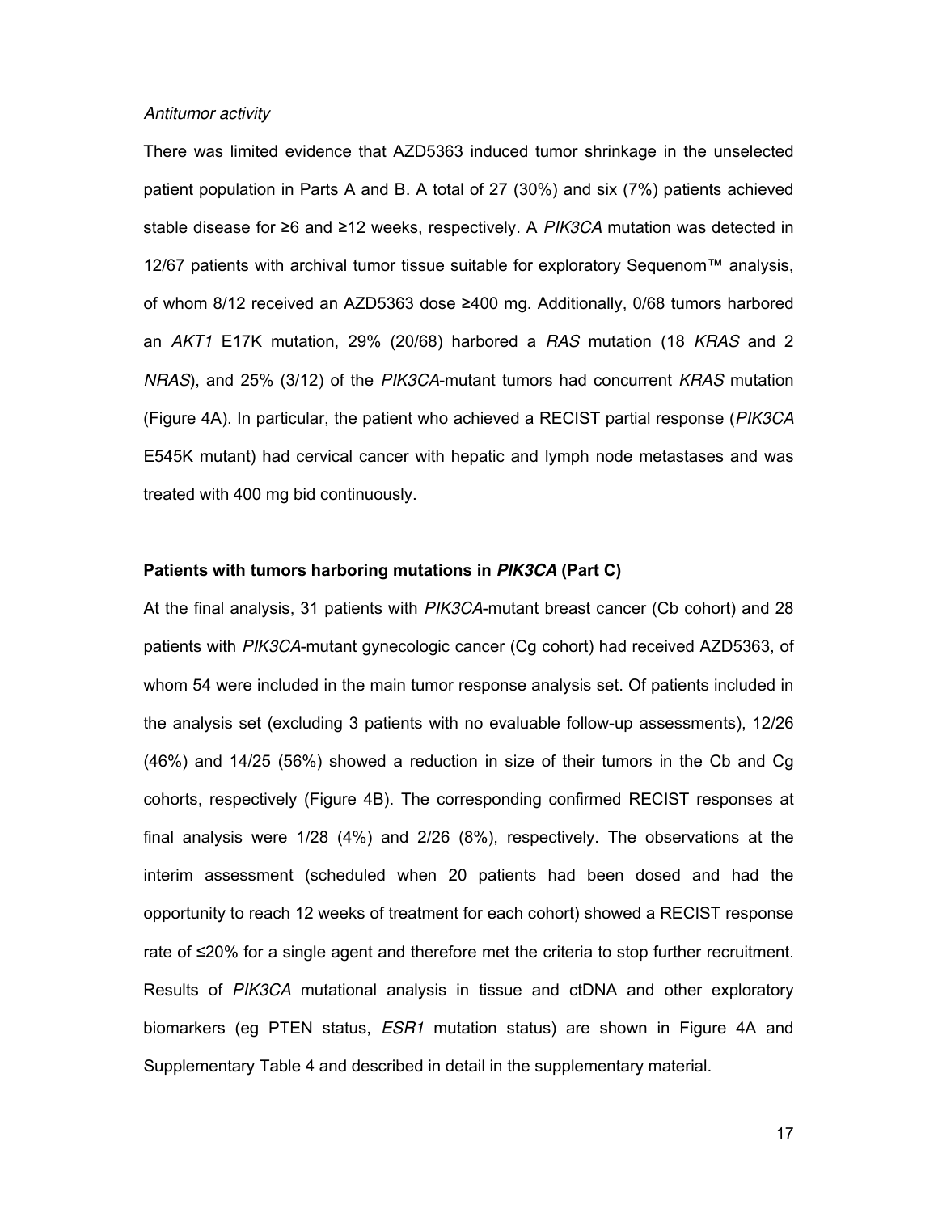*Antitumor activity*

There was limited evidence that AZD5363 induced tumor shrinkage in the unselected patient population in Parts A and B. A total of 27 (30%) and six (7%) patients achieved stable disease for ≥6 and ≥12 weeks, respectively. A *PIK3CA* mutation was detected in 12/67 patients with archival tumor tissue suitable for exploratory Sequenom™ analysis, of whom 8/12 received an AZD5363 dose ≥400 mg. Additionally, 0/68 tumors harbored an *AKT1* E17K mutation, 29% (20/68) harbored a *RAS* mutation (18 *KRAS* and 2 *NRAS*), and 25% (3/12) of the *PIK3CA*-mutant tumors had concurrent *KRAS* mutation (Figure 4A). In particular, the patient who achieved a RECIST partial response (*PIK3CA* E545K mutant) had cervical cancer with hepatic and lymph node metastases and was treated with 400 mg bid continuously.

**Patients with tumors harboring mutations in *PIK3CA* (Part C)**

At the final analysis, 31 patients with *PIK3CA*-mutant breast cancer (Cb cohort) and 28 patients with *PIK3CA*-mutant gynecologic cancer (Cg cohort) had received AZD5363, of whom 54 were included in the main tumor response analysis set. Of patients included in the analysis set (excluding 3 patients with no evaluable follow-up assessments), 12/26 (46%) and 14/25 (56%) showed a reduction in size of their tumors in the Cb and Cg cohorts, respectively (Figure 4B). The corresponding confirmed RECIST responses at final analysis were 1/28 (4%) and 2/26 (8%), respectively. The observations at the interim assessment (scheduled when 20 patients had been dosed and had the opportunity to reach 12 weeks of treatment for each cohort) showed a RECIST response rate of ≤20% for a single agent and therefore met the criteria to stop further recruitment. Results of *PIK3CA* mutational analysis in tissue and ctDNA and other exploratory biomarkers (eg PTEN status, *ESR1* mutation status) are shown in Figure 4A and Supplementary Table 4 and described in detail in the supplementary material.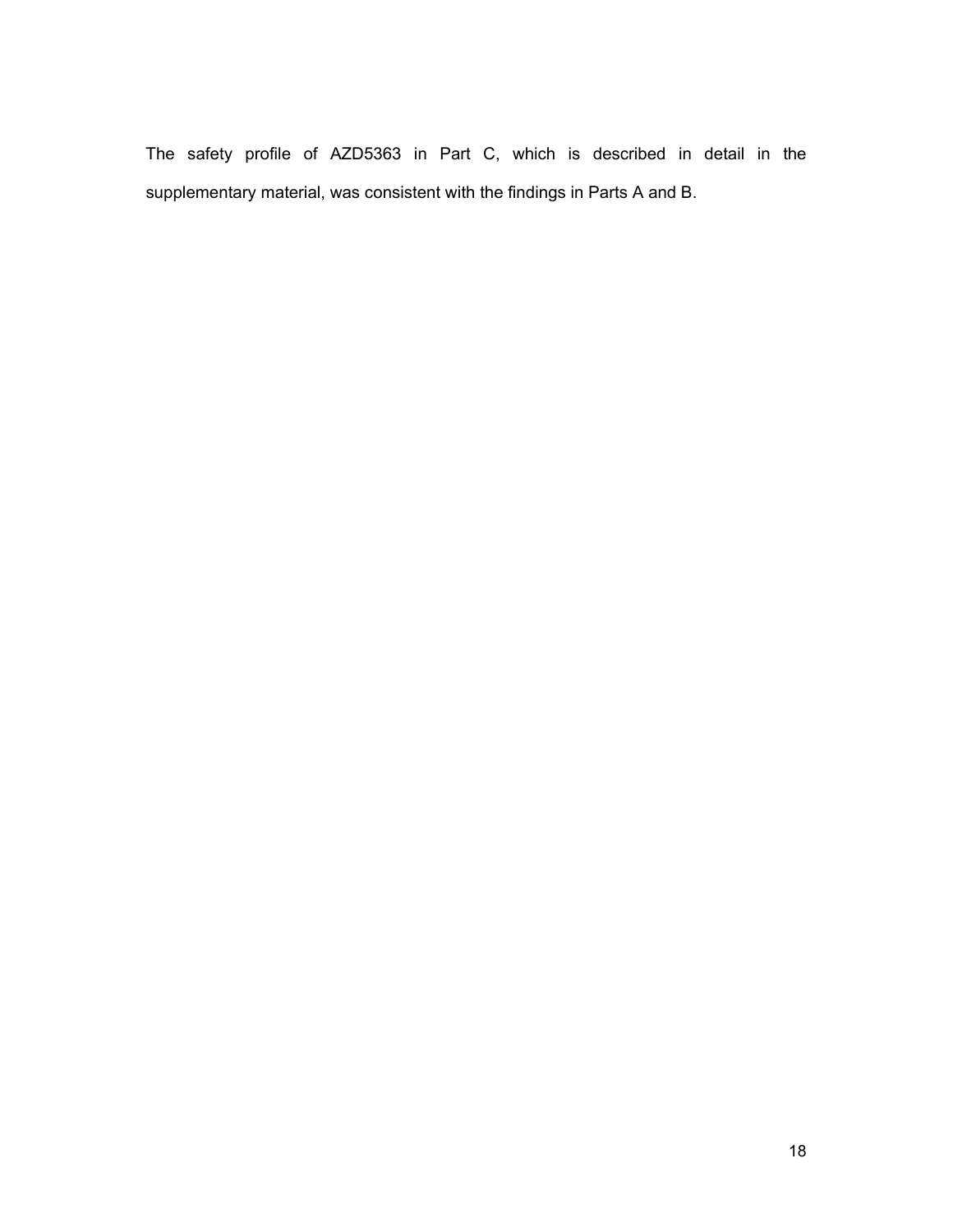The safety profile of AZD5363 in Part C, which is described in detail in the supplementary material, was consistent with the findings in Parts A and B.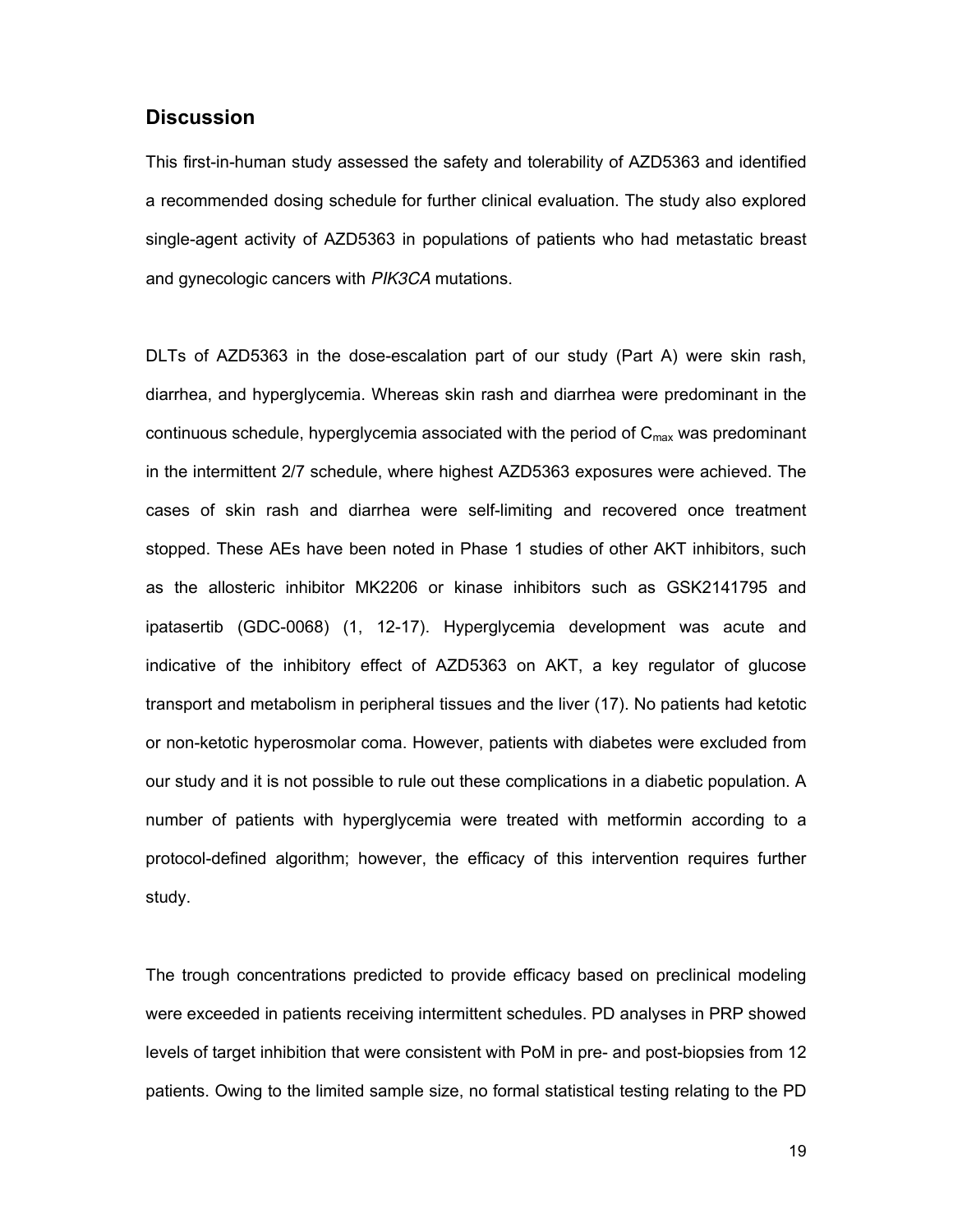## Discussion

This first-in-human study assessed the safety and tolerability of AZD5363 and identified a recommended dosing schedule for further clinical evaluation. The study also explored single-agent activity of AZD5363 in populations of patients who had metastatic breast and gynecologic cancers with *PIK3CA* mutations.

DLTs of AZD5363 in the dose-escalation part of our study (Part A) were skin rash, diarrhea, and hyperglycemia. Whereas skin rash and diarrhea were predominant in the continuous schedule, hyperglycemia associated with the period of $C_{max}$ was predominant in the intermittent 2/7 schedule, where highest AZD5363 exposures were achieved. The cases of skin rash and diarrhea were self-limiting and recovered once treatment stopped. These AEs have been noted in Phase 1 studies of other AKT inhibitors, such as the allosteric inhibitor MK2206 or kinase inhibitors such as GSK2141795 and ipatasertib (GDC-0068) (1, 12-17). Hyperglycemia development was acute and indicative of the inhibitory effect of AZD5363 on AKT, a key regulator of glucose transport and metabolism in peripheral tissues and the liver (17). No patients had ketotic or non-ketotic hyperosmolar coma. However, patients with diabetes were excluded from our study and it is not possible to rule out these complications in a diabetic population. A number of patients with hyperglycemia were treated with metformin according to a protocol-defined algorithm; however, the efficacy of this intervention requires further study.

The trough concentrations predicted to provide efficacy based on preclinical modeling were exceeded in patients receiving intermittent schedules. PD analyses in PRP showed levels of target inhibition that were consistent with PoM in pre- and post-biopsies from 12 patients. Owing to the limited sample size, no formal statistical testing relating to the PD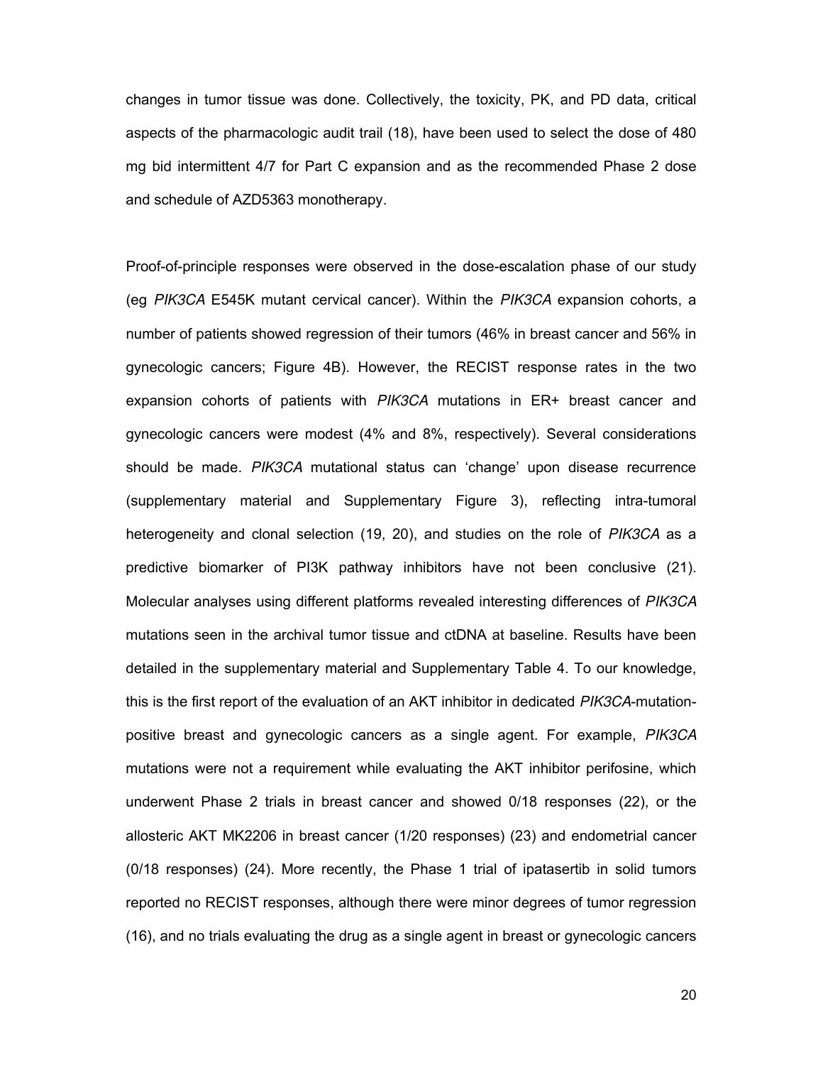changes in tumor tissue was done. Collectively, the toxicity, PK, and PD data, critical aspects of the pharmacologic audit trail (18), have been used to select the dose of 480 mg bid intermittent 4/7 for Part C expansion and as the recommended Phase 2 dose and schedule of AZD5363 monotherapy.

Proof-of-principle responses were observed in the dose-escalation phase of our study (eg *PIK3CA* E545K mutant cervical cancer). Within the *PIK3CA* expansion cohorts, a number of patients showed regression of their tumors (46% in breast cancer and 56% in gynecologic cancers; Figure 4B). However, the RECIST response rates in the two expansion cohorts of patients with *PIK3CA* mutations in ER+ breast cancer and gynecologic cancers were modest (4% and 8%, respectively). Several considerations should be made. *PIK3CA* mutational status can 'change' upon disease recurrence (supplementary material and Supplementary Figure 3), reflecting intra-tumoral heterogeneity and clonal selection (19, 20), and studies on the role of *PIK3CA* as a predictive biomarker of PI3K pathway inhibitors have not been conclusive (21). Molecular analyses using different platforms revealed interesting differences of *PIK3CA* mutations seen in the archival tumor tissue and ctDNA at baseline. Results have been detailed in the supplementary material and Supplementary Table 4. To our knowledge, this is the first report of the evaluation of an AKT inhibitor in dedicated *PIK3CA*-mutation-positive breast and gynecologic cancers as a single agent. For example, *PIK3CA* mutations were not a requirement while evaluating the AKT inhibitor perifosine, which underwent Phase 2 trials in breast cancer and showed 0/18 responses (22), or the allosteric AKT MK2206 in breast cancer (1/20 responses) (23) and endometrial cancer (0/18 responses) (24). More recently, the Phase 1 trial of ipatasertib in solid tumors reported no RECIST responses, although there were minor degrees of tumor regression (16), and no trials evaluating the drug as a single agent in breast or gynecologic cancers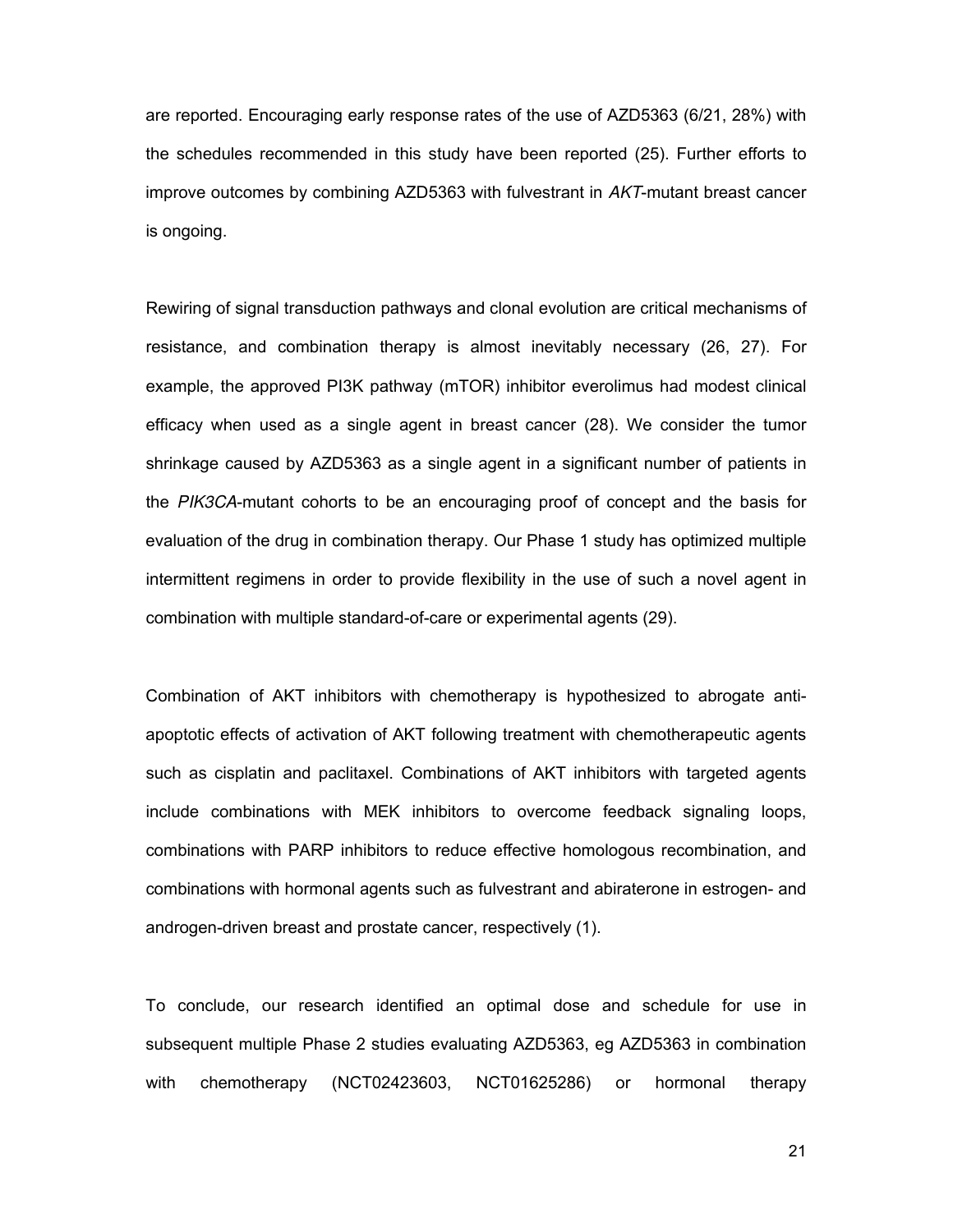are reported. Encouraging early response rates of the use of AZD5363 (6/21, 28%) with the schedules recommended in this study have been reported (25). Further efforts to improve outcomes by combining AZD5363 with fulvestrant in *AKT*-mutant breast cancer is ongoing.

Rewiring of signal transduction pathways and clonal evolution are critical mechanisms of resistance, and combination therapy is almost inevitably necessary (26, 27). For example, the approved PI3K pathway (mTOR) inhibitor everolimus had modest clinical efficacy when used as a single agent in breast cancer (28). We consider the tumor shrinkage caused by AZD5363 as a single agent in a significant number of patients in the *PIK3CA*-mutant cohorts to be an encouraging proof of concept and the basis for evaluation of the drug in combination therapy. Our Phase 1 study has optimized multiple intermittent regimens in order to provide flexibility in the use of such a novel agent in combination with multiple standard-of-care or experimental agents (29).

Combination of AKT inhibitors with chemotherapy is hypothesized to abrogate anti-apoptotic effects of activation of AKT following treatment with chemotherapeutic agents such as cisplatin and paclitaxel. Combinations of AKT inhibitors with targeted agents include combinations with MEK inhibitors to overcome feedback signaling loops, combinations with PARP inhibitors to reduce effective homologous recombination, and combinations with hormonal agents such as fulvestrant and abiraterone in estrogen- and androgen-driven breast and prostate cancer, respectively (1).

To conclude, our research identified an optimal dose and schedule for use in subsequent multiple Phase 2 studies evaluating AZD5363, eg AZD5363 in combination with chemotherapy (NCT02423603, NCT01625286) or hormonal therapy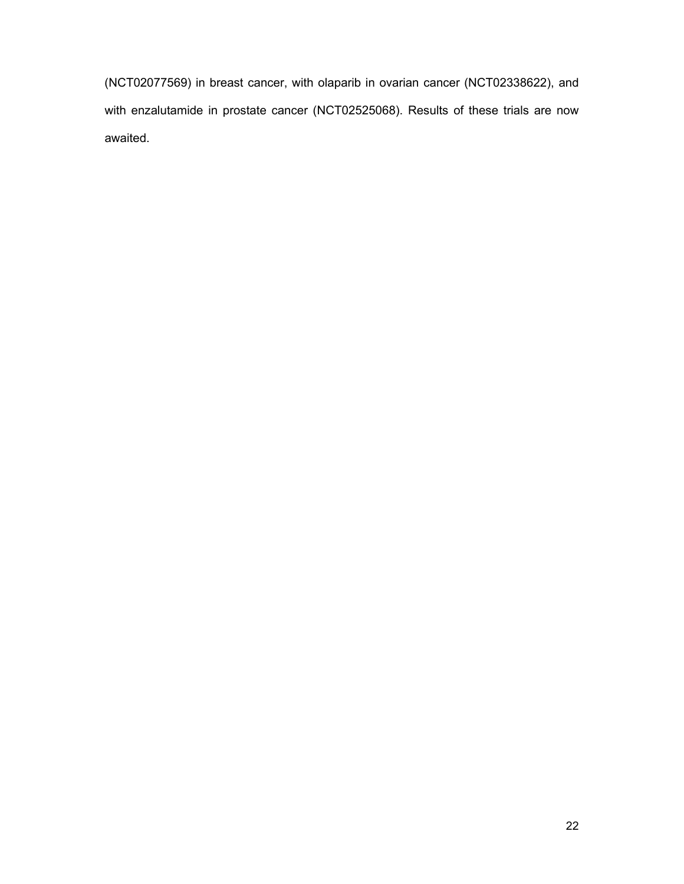(NCT02077569) in breast cancer, with olaparib in ovarian cancer (NCT02338622), and with enzalutamide in prostate cancer (NCT02525068). Results of these trials are now awaited.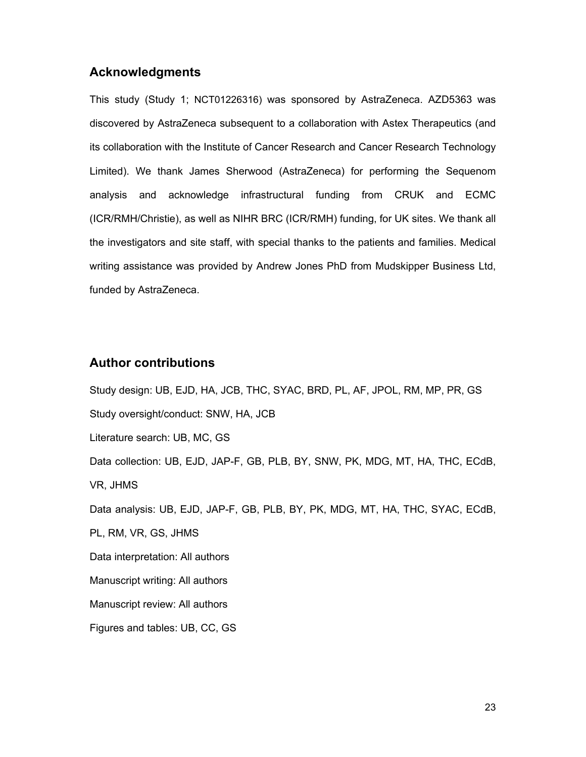## Acknowledgments

This study (Study 1; NCT01226316) was sponsored by AstraZeneca. AZD5363 was discovered by AstraZeneca subsequent to a collaboration with Astex Therapeutics (and its collaboration with the Institute of Cancer Research and Cancer Research Technology Limited). We thank James Sherwood (AstraZeneca) for performing the Sequenom analysis and acknowledge infrastructural funding from CRUK and ECMC (ICR/RMH/Christie), as well as NIHR BRC (ICR/RMH) funding, for UK sites. We thank all the investigators and site staff, with special thanks to the patients and families. Medical writing assistance was provided by Andrew Jones PhD from Mudskipper Business Ltd, funded by AstraZeneca.

## Author contributions

Study design: UB, EJD, HA, JCB, THC, SYAC, BRD, PL, AF, JPOL, RM, MP, PR, GS

Study oversight/conduct: SNW, HA, JCB

Literature search: UB, MC, GS

Data collection: UB, EJD, JAP-F, GB, PLB, BY, SNW, PK, MDG, MT, HA, THC, ECdB, VR, JHMS

Data analysis: UB, EJD, JAP-F, GB, PLB, BY, PK, MDG, MT, HA, THC, SYAC, ECdB, PL, RM, VR, GS, JHMS

Data interpretation: All authors

Manuscript writing: All authors

Manuscript review: All authors

Figures and tables: UB, CC, GS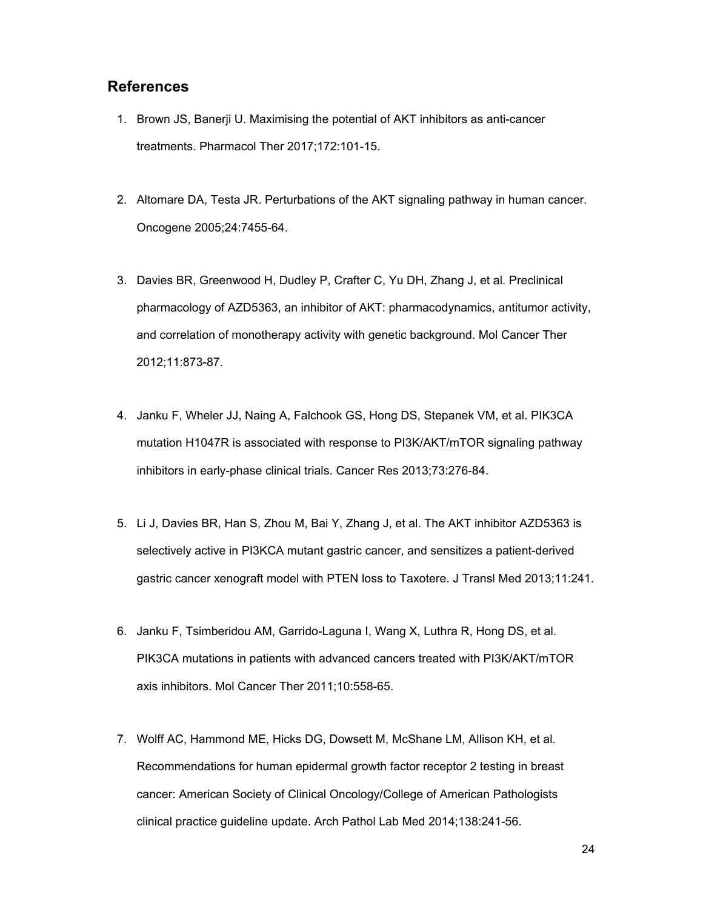## References

1. Brown JS, Banerji U. Maximising the potential of AKT inhibitors as anti-cancer treatments. Pharmacol Ther 2017;172:101-15.

2. Altomare DA, Testa JR. Perturbations of the AKT signaling pathway in human cancer. Oncogene 2005;24:7455-64.

3. Davies BR, Greenwood H, Dudley P, Crafter C, Yu DH, Zhang J, et al. Preclinical pharmacology of AZD5363, an inhibitor of AKT: pharmacodynamics, antitumor activity, and correlation of monotherapy activity with genetic background. Mol Cancer Ther 2012;11:873-87.

4. Janku F, Wheler JJ, Naing A, Falchook GS, Hong DS, Stepanek VM, et al. PIK3CA mutation H1047R is associated with response to PI3K/AKT/mTOR signaling pathway inhibitors in early-phase clinical trials. Cancer Res 2013;73:276-84.

5. Li J, Davies BR, Han S, Zhou M, Bai Y, Zhang J, et al. The AKT inhibitor AZD5363 is selectively active in PI3KCA mutant gastric cancer, and sensitizes a patient-derived gastric cancer xenograft model with PTEN loss to Taxotere. J Transl Med 2013;11:241.

6. Janku F, Tsimberidou AM, Garrido-Laguna I, Wang X, Luthra R, Hong DS, et al. PIK3CA mutations in patients with advanced cancers treated with PI3K/AKT/mTOR axis inhibitors. Mol Cancer Ther 2011;10:558-65.

7. Wolff AC, Hammond ME, Hicks DG, Dowsett M, McShane LM, Allison KH, et al. Recommendations for human epidermal growth factor receptor 2 testing in breast cancer: American Society of Clinical Oncology/College of American Pathologists clinical practice guideline update. Arch Pathol Lab Med 2014;138:241-56.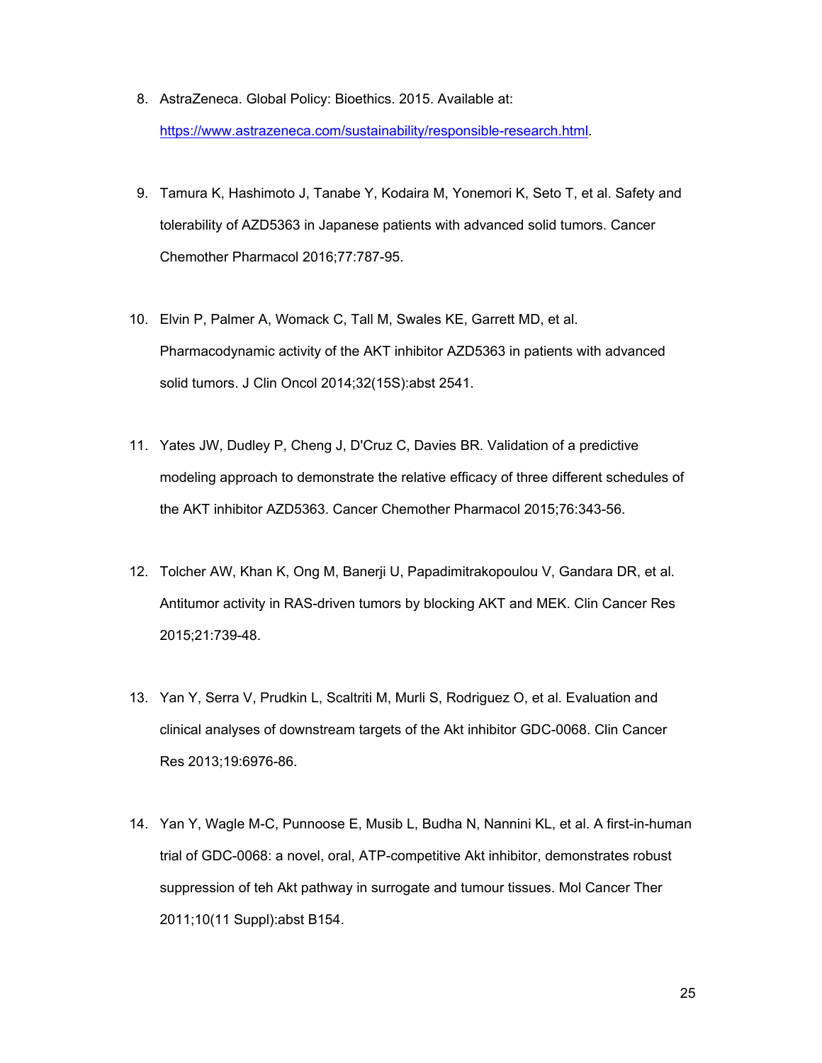8. AstraZeneca. Global Policy: Bioethics. 2015. Available at: https://www.astrazeneca.com/sustainability/responsible-research.html.

9. Tamura K, Hashimoto J, Tanabe Y, Kodaira M, Yonemori K, Seto T, et al. Safety and tolerability of AZD5363 in Japanese patients with advanced solid tumors. Cancer Chemother Pharmacol 2016;77:787-95.

10. Elvin P, Palmer A, Womack C, Tall M, Swales KE, Garrett MD, et al. Pharmacodynamic activity of the AKT inhibitor AZD5363 in patients with advanced solid tumors. J Clin Oncol 2014;32(15S):abst 2541.

11. Yates JW, Dudley P, Cheng J, D'Cruz C, Davies BR. Validation of a predictive modeling approach to demonstrate the relative efficacy of three different schedules of the AKT inhibitor AZD5363. Cancer Chemother Pharmacol 2015;76:343-56.

12. Tolcher AW, Khan K, Ong M, Banerji U, Papadimitrakopoulou V, Gandara DR, et al. Antitumor activity in RAS-driven tumors by blocking AKT and MEK. Clin Cancer Res 2015;21:739-48.

13. Yan Y, Serra V, Prudkin L, Scaltriti M, Murli S, Rodriguez O, et al. Evaluation and clinical analyses of downstream targets of the Akt inhibitor GDC-0068. Clin Cancer Res 2013;19:6976-86.

14. Yan Y, Wagle M-C, Punnoose E, Musib L, Budha N, Nannini KL, et al. A first-in-human trial of GDC-0068: a novel, oral, ATP-competitive Akt inhibitor, demonstrates robust suppression of teh Akt pathway in surrogate and tumour tissues. Mol Cancer Ther 2011;10(11 Suppl):abst B154.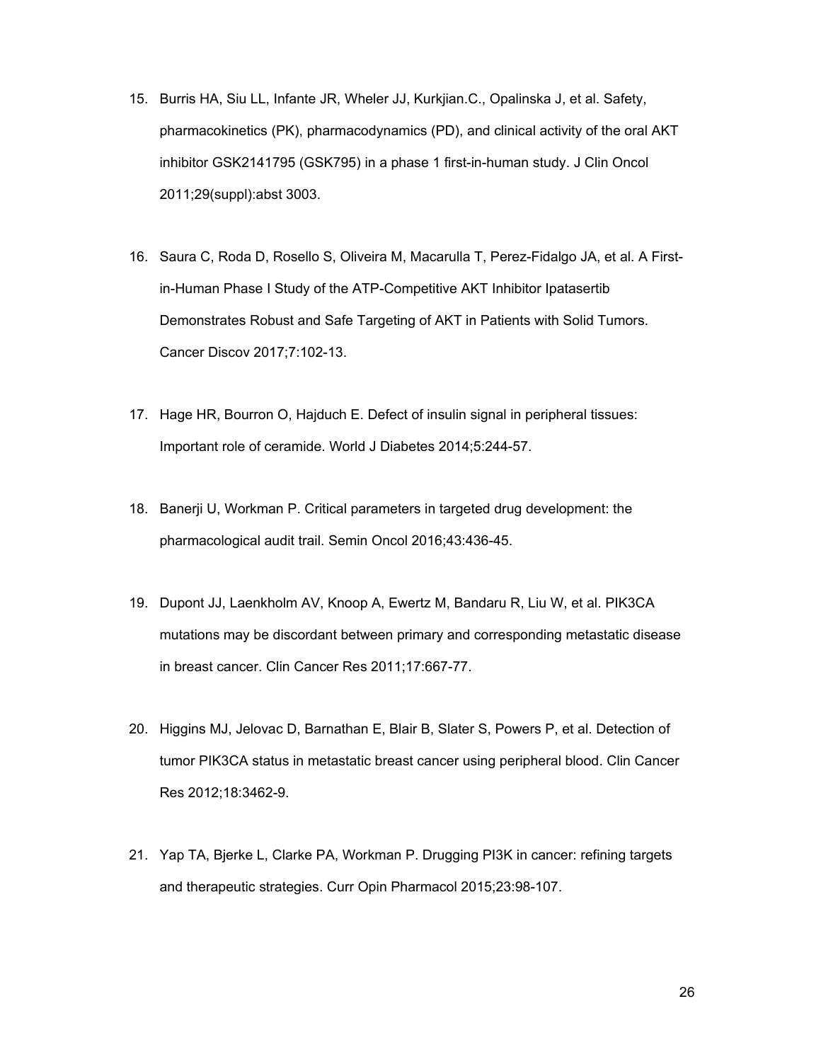15. Burris HA, Siu LL, Infante JR, Wheler JJ, Kurkjian.C., Opalinska J, et al. Safety, pharmacokinetics (PK), pharmacodynamics (PD), and clinical activity of the oral AKT inhibitor GSK2141795 (GSK795) in a phase 1 first-in-human study. J Clin Oncol 2011;29(suppl):abst 3003.

16. Saura C, Roda D, Rosello S, Oliveira M, Macarulla T, Perez-Fidalgo JA, et al. A First-in-Human Phase I Study of the ATP-Competitive AKT Inhibitor Ipatasertib Demonstrates Robust and Safe Targeting of AKT in Patients with Solid Tumors. Cancer Discov 2017;7:102-13.

17. Hage HR, Bourron O, Hajduch E. Defect of insulin signal in peripheral tissues: Important role of ceramide. World J Diabetes 2014;5:244-57.

18. Banerji U, Workman P. Critical parameters in targeted drug development: the pharmacological audit trail. Semin Oncol 2016;43:436-45.

19. Dupont JJ, Laenkholm AV, Knoop A, Ewertz M, Bandaru R, Liu W, et al. PIK3CA mutations may be discordant between primary and corresponding metastatic disease in breast cancer. Clin Cancer Res 2011;17:667-77.

20. Higgins MJ, Jelovac D, Barnathan E, Blair B, Slater S, Powers P, et al. Detection of tumor PIK3CA status in metastatic breast cancer using peripheral blood. Clin Cancer Res 2012;18:3462-9.

21. Yap TA, Bjerke L, Clarke PA, Workman P. Drugging PI3K in cancer: refining targets and therapeutic strategies. Curr Opin Pharmacol 2015;23:98-107.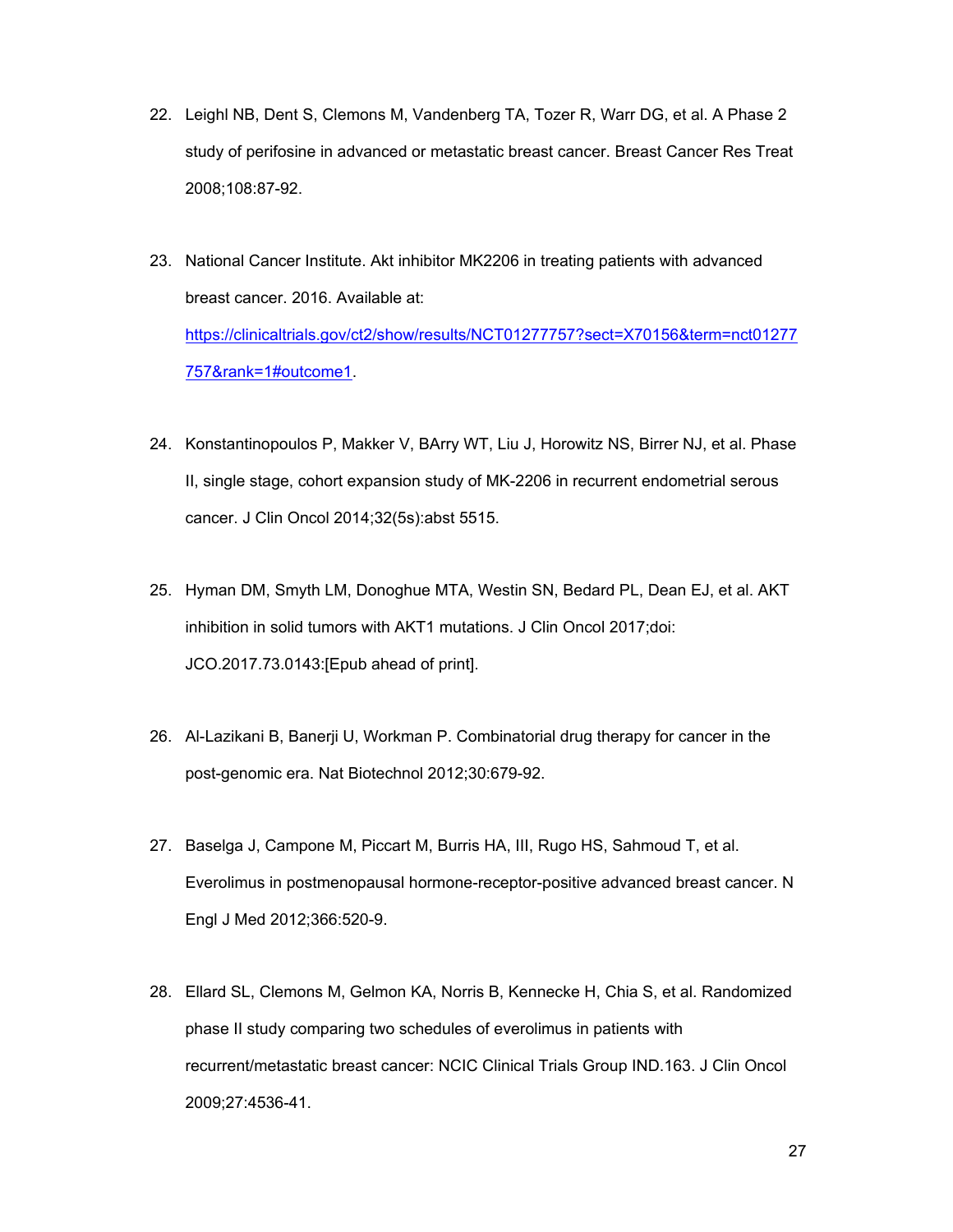22. Leighl NB, Dent S, Clemons M, Vandenberg TA, Tozer R, Warr DG, et al. A Phase 2 study of perifosine in advanced or metastatic breast cancer. Breast Cancer Res Treat 2008;108:87-92.

23. National Cancer Institute. Akt inhibitor MK2206 in treating patients with advanced breast cancer. 2016. Available at: https://clinicaltrials.gov/ct2/show/results/NCT01277757?sect=X70156&term=nct01277757&rank=1#outcome1.

24. Konstantinopoulos P, Makker V, BArry WT, Liu J, Horowitz NS, Birrer NJ, et al. Phase II, single stage, cohort expansion study of MK-2206 in recurrent endometrial serous cancer. J Clin Oncol 2014;32(5s):abst 5515.

25. Hyman DM, Smyth LM, Donoghue MTA, Westin SN, Bedard PL, Dean EJ, et al. AKT inhibition in solid tumors with AKT1 mutations. J Clin Oncol 2017;doi: JCO.2017.73.0143:[Epub ahead of print].

26. Al-Lazikani B, Banerji U, Workman P. Combinatorial drug therapy for cancer in the post-genomic era. Nat Biotechnol 2012;30:679-92.

27. Baselga J, Campone M, Piccart M, Burris HA, III, Rugo HS, Sahmoud T, et al. Everolimus in postmenopausal hormone-receptor-positive advanced breast cancer. N Engl J Med 2012;366:520-9.

28. Ellard SL, Clemons M, Gelmon KA, Norris B, Kennecke H, Chia S, et al. Randomized phase II study comparing two schedules of everolimus in patients with recurrent/metastatic breast cancer: NCIC Clinical Trials Group IND.163. J Clin Oncol 2009;27:4536-41.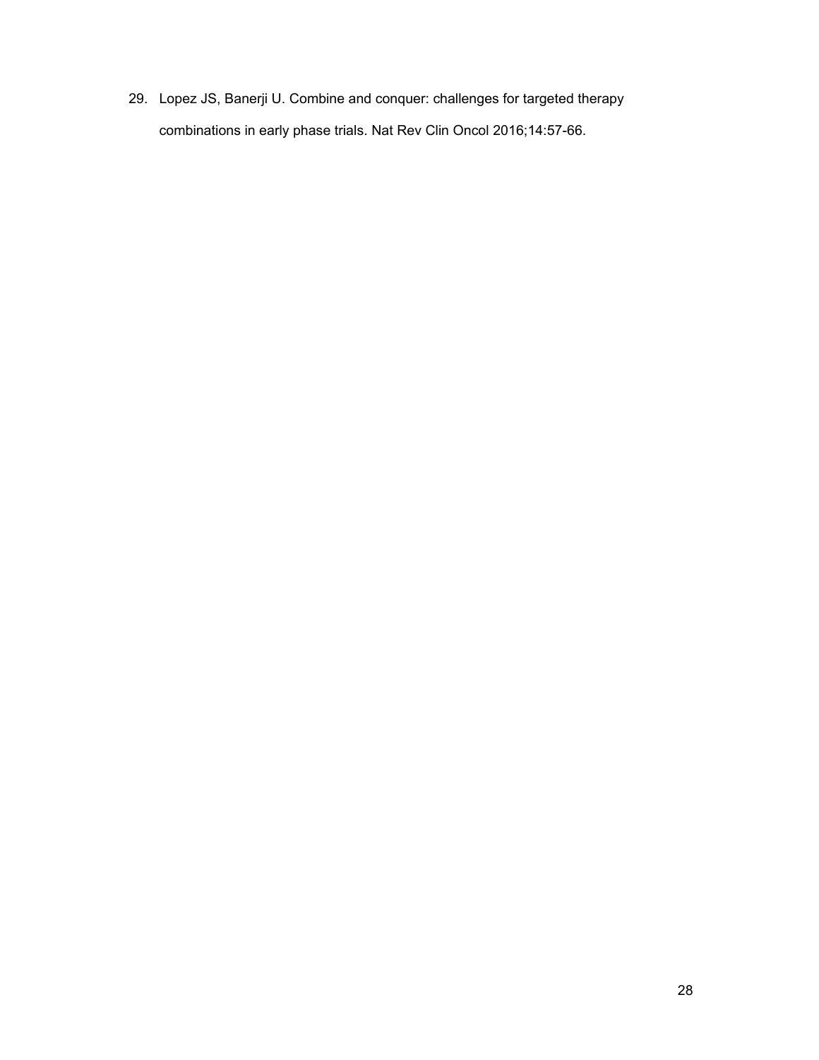29. Lopez JS, Banerji U. Combine and conquer: challenges for targeted therapy combinations in early phase trials. Nat Rev Clin Oncol 2016;14:57-66.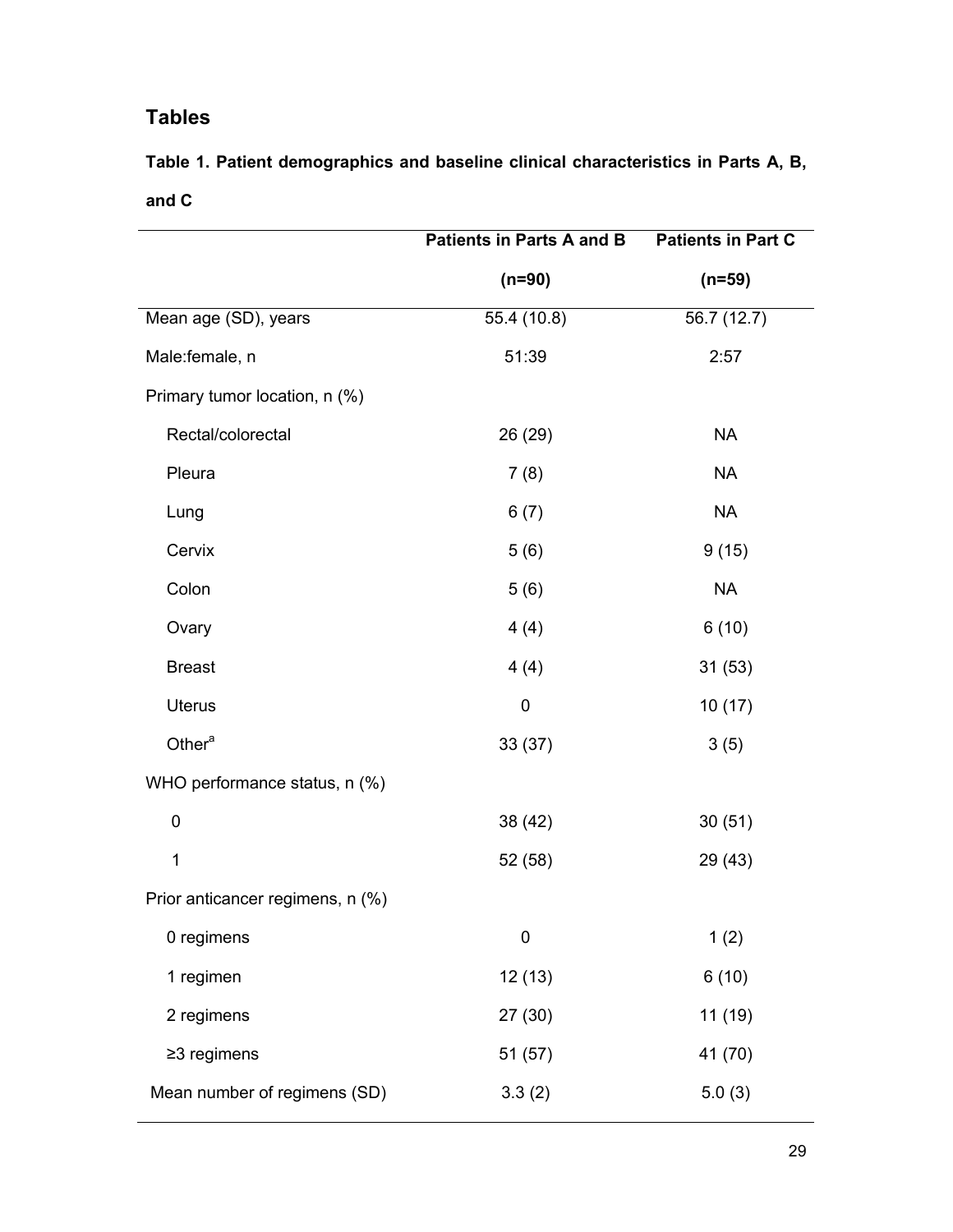## Tables

**Table 1. Patient demographics and baseline clinical characteristics in Parts A, B, and C**

| | Patients in Parts A and B (n=90) | Patients in Part C (n=59) |
|---|---|---|
| Mean age (SD), years | 55.4 (10.8) | 56.7 (12.7) |
| Male:female, n | 51:39 | 2:57 |
| Primary tumor location, n (%) | | |
| Rectal/colorectal | 26 (29) | NA |
| Pleura | 7 (8) | NA |
| Lung | 6 (7) | NA |
| Cervix | 5 (6) | 9 (15) |
| Colon | 5 (6) | NA |
| Ovary | 4 (4) | 6 (10) |
| Breast | 4 (4) | 31 (53) |
| Uterus | 0 | 10 (17) |
| Other[a] | 33 (37) | 3 (5) |
| WHO performance status, n (%) | | |
| 0 | 38 (42) | 30 (51) |
| 1 | 52 (58) | 29 (43) |
| Prior anticancer regimens, n (%) | | |
| 0 regimens | 0 | 1 (2) |
| 1 regimen | 12 (13) | 6 (10) |
| 2 regimens | 27 (30) | 11 (19) |
| ≥3 regimens | 51 (57) | 41 (70) |
| Mean number of regimens (SD) | 3.3 (2) | 5.0 (3) |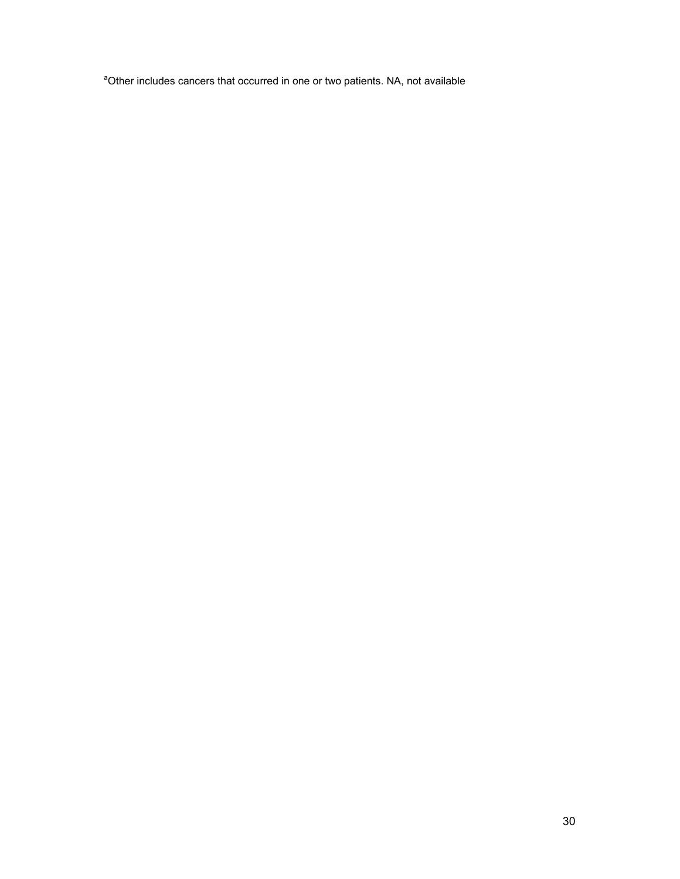[a]Other includes cancers that occurred in one or two patients. NA, not available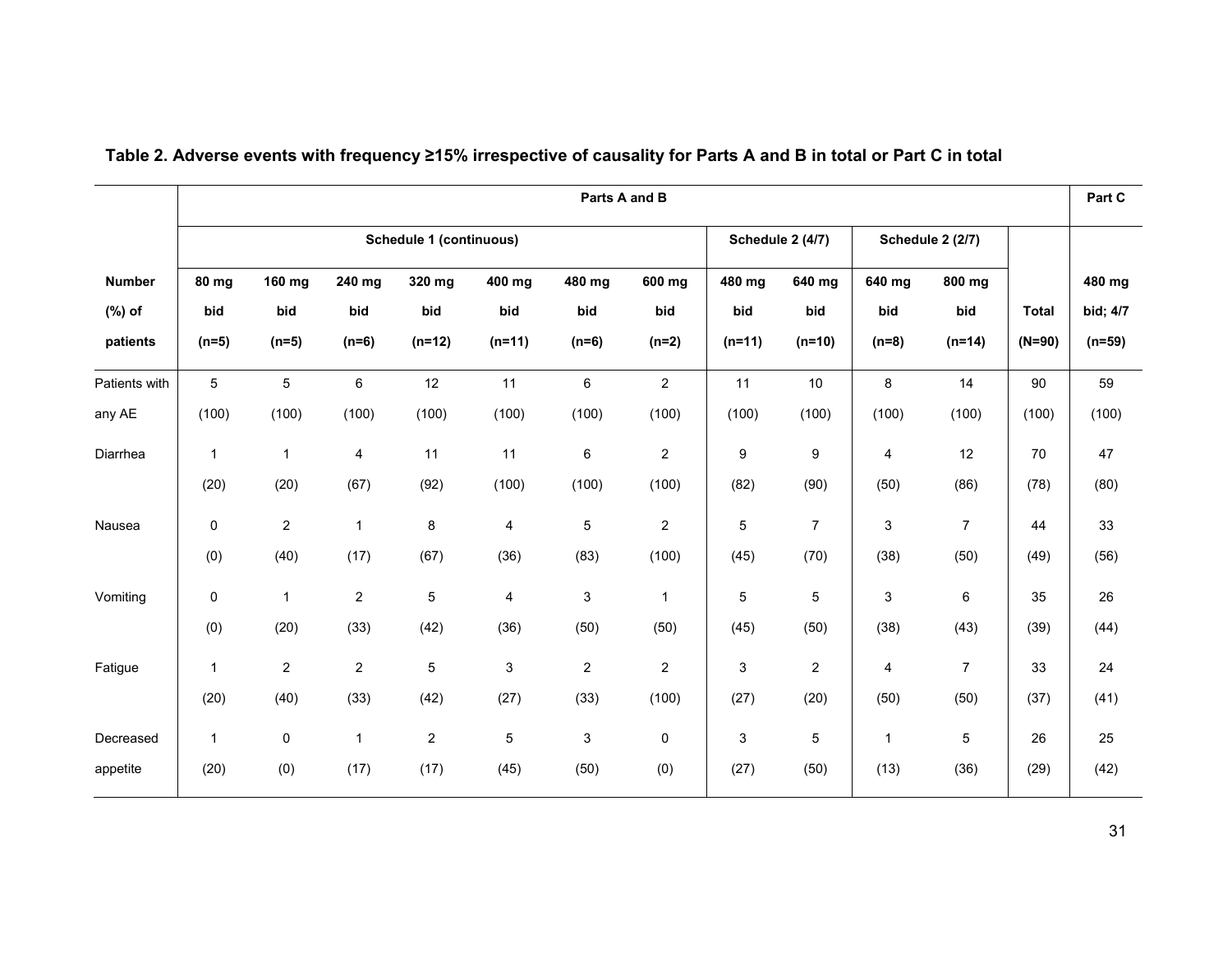**Table 2. Adverse events with frequency ≥15% irrespective of causality for Parts A and B in total or Part C in total**

| | Parts A and B | | | | | | | | | | | | Part C |
|---|---|---|---|---|---|---|---|---|---|---|---|---|---|
| | Schedule 1 (continuous) | | | | | | | Schedule 2 (4/7) | | Schedule 2 (2/7) | | | |
| Number (%) of patients | 80 mg bid (n=5) | 160 mg bid (n=5) | 240 mg bid (n=6) | 320 mg bid (n=12) | 400 mg bid (n=11) | 480 mg bid (n=6) | 600 mg bid (n=2) | 480 mg bid (n=11) | 640 mg bid (n=10) | 640 mg bid (n=8) | 800 mg bid (n=14) | Total (N=90) | 480 mg bid; 4/7 (n=59) |
| Patients with any AE | 5 (100) | 5 (100) | 6 (100) | 12 (100) | 11 (100) | 6 (100) | 2 (100) | 11 (100) | 10 (100) | 8 (100) | 14 (100) | 90 (100) | 59 (100) |
| Diarrhea | 1 (20) | 1 (20) | 4 (67) | 11 (92) | 11 (100) | 6 (100) | 2 (100) | 9 (82) | 9 (90) | 4 (50) | 12 (86) | 70 (78) | 47 (80) |
| Nausea | 0 (0) | 2 (40) | 1 (17) | 8 (67) | 4 (36) | 5 (83) | 2 (100) | 5 (45) | 7 (70) | 3 (38) | 7 (50) | 44 (49) | 33 (56) |
| Vomiting | 0 (0) | 1 (20) | 2 (33) | 5 (42) | 4 (36) | 3 (50) | 1 (50) | 5 (45) | 5 (50) | 3 (38) | 6 (43) | 35 (39) | 26 (44) |
| Fatigue | 1 (20) | 2 (40) | 2 (33) | 5 (42) | 3 (27) | 2 (33) | 2 (100) | 3 (27) | 2 (20) | 4 (50) | 7 (50) | 33 (37) | 24 (41) |
| Decreased appetite | 1 (20) | 0 (0) | 1 (17) | 2 (17) | 5 (45) | 3 (50) | 0 (0) | 3 (27) | 5 (50) | 1 (13) | 5 (36) | 26 (29) | 25 (42) |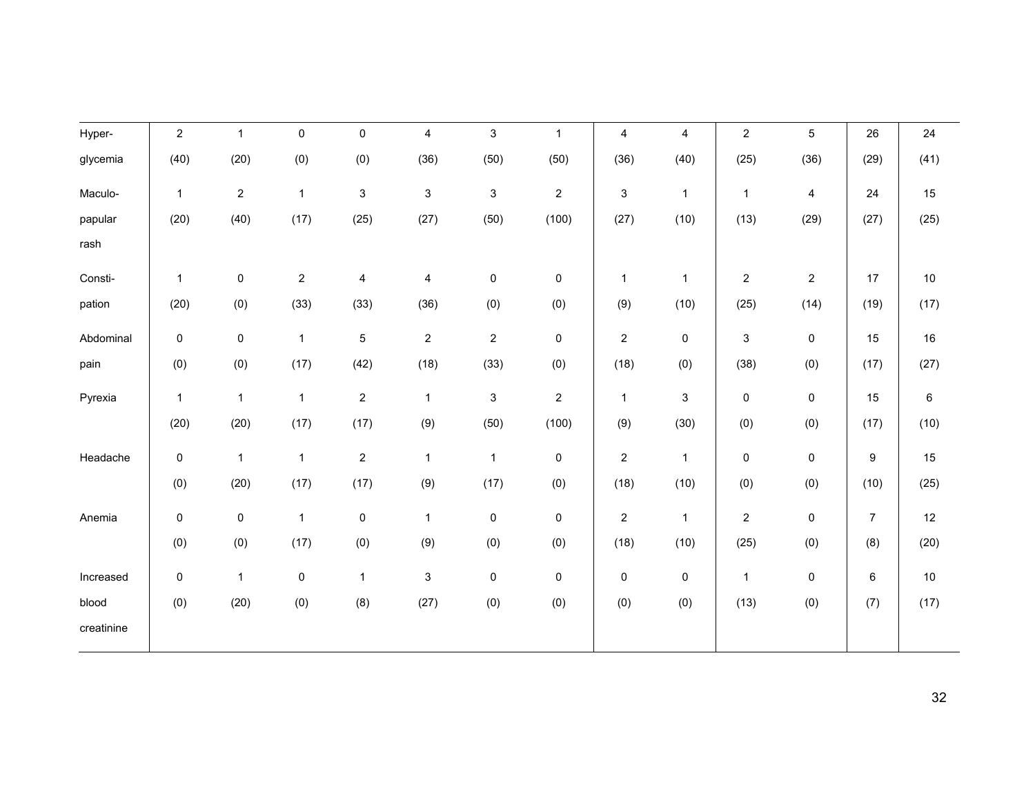| | | | | | | | | | | | | | |
|---|---|---|---|---|---|---|---|---|---|---|---|---|---|
| Hyperglycemia | 2 (40) | 1 (20) | 0 (0) | 0 (0) | 4 (36) | 3 (50) | 1 (50) | 4 (36) | 4 (40) | 2 (25) | 5 (36) | 26 (29) | 24 (41) |
| Maculopapular rash | 1 (20) | 2 (40) | 1 (17) | 3 (25) | 3 (27) | 3 (50) | 2 (100) | 3 (27) | 1 (10) | 1 (13) | 4 (29) | 24 (27) | 15 (25) |
| Constipation | 1 (20) | 0 (0) | 2 (33) | 4 (33) | 4 (36) | 0 (0) | 0 (0) | 1 (9) | 1 (10) | 2 (25) | 2 (14) | 17 (19) | 10 (17) |
| Abdominal pain | 0 (0) | 0 (0) | 1 (17) | 5 (42) | 2 (18) | 2 (33) | 0 (0) | 2 (18) | 0 (0) | 3 (38) | 0 (0) | 15 (17) | 16 (27) |
| Pyrexia | 1 (20) | 1 (20) | 1 (17) | 2 (17) | 1 (9) | 3 (50) | 2 (100) | 1 (9) | 3 (30) | 0 (0) | 0 (0) | 15 (17) | 6 (10) |
| Headache | 0 (0) | 1 (20) | 1 (17) | 2 (17) | 1 (9) | 1 (17) | 0 (0) | 2 (18) | 1 (10) | 0 (0) | 0 (0) | 9 (10) | 15 (25) |
| Anemia | 0 (0) | 0 (0) | 1 (17) | 0 (0) | 1 (9) | 0 (0) | 0 (0) | 2 (18) | 1 (10) | 2 (25) | 0 (0) | 7 (8) | 12 (20) |
| Increased blood creatinine | 0 (0) | 1 (20) | 0 (0) | 1 (8) | 3 (27) | 0 (0) | 0 (0) | 0 (0) | 0 (0) | 1 (13) | 0 (0) | 6 (7) | 10 (17) |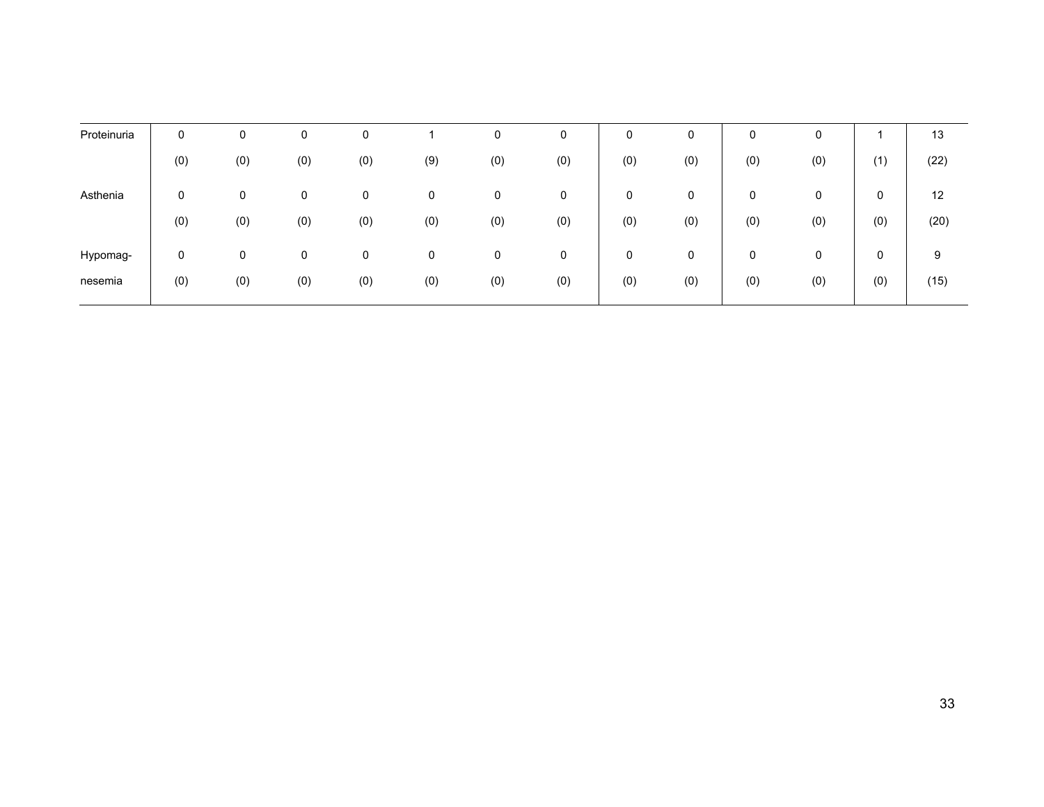| | | | | | | | | | | | | | |
|---|---|---|---|---|---|---|---|---|---|---|---|---|---|
| Proteinuria | 0 (0) | 0 (0) | 0 (0) | 0 (0) | 1 (9) | 0 (0) | 0 (0) | 0 (0) | 0 (0) | 0 (0) | 0 (0) | 1 (1) | 13 (22) |
| Asthenia | 0 (0) | 0 (0) | 0 (0) | 0 (0) | 0 (0) | 0 (0) | 0 (0) | 0 (0) | 0 (0) | 0 (0) | 0 (0) | 0 (0) | 12 (20) |
| Hypomag-nesemia | 0 (0) | 0 (0) | 0 (0) | 0 (0) | 0 (0) | 0 (0) | 0 (0) | 0 (0) | 0 (0) | 0 (0) | 0 (0) | 0 (0) | 9 (15) |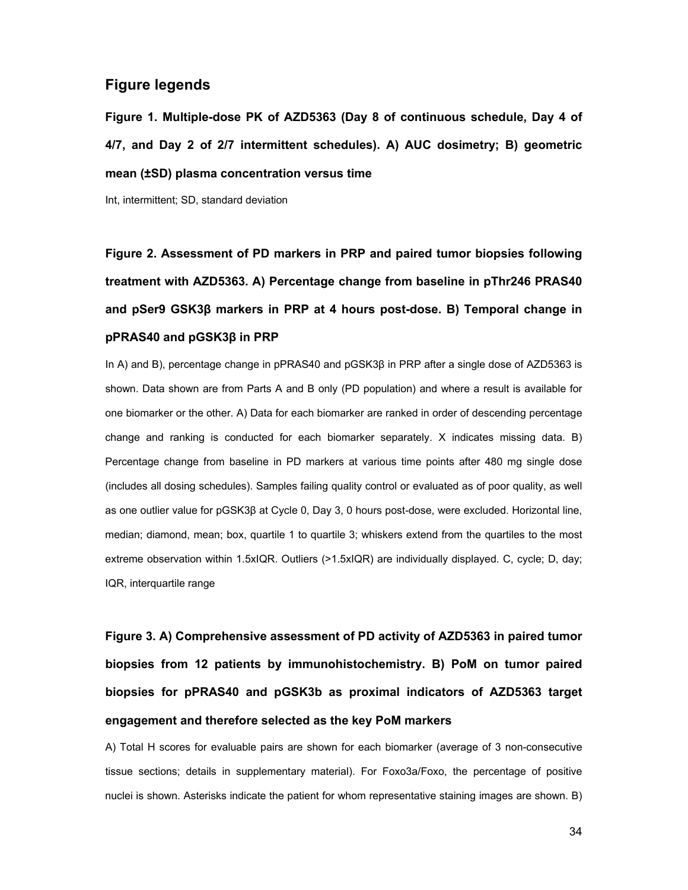## Figure legends

**Figure 1. Multiple-dose PK of AZD5363 (Day 8 of continuous schedule, Day 4 of 4/7, and Day 2 of 2/7 intermittent schedules). A) AUC dosimetry; B) geometric mean (±SD) plasma concentration versus time**

Int, intermittent; SD, standard deviation

**Figure 2. Assessment of PD markers in PRP and paired tumor biopsies following treatment with AZD5363. A) Percentage change from baseline in pThr246 PRAS40 and pSer9 GSK3β markers in PRP at 4 hours post-dose. B) Temporal change in pPRAS40 and pGSK3β in PRP**

In A) and B), percentage change in pPRAS40 and pGSK3β in PRP after a single dose of AZD5363 is shown. Data shown are from Parts A and B only (PD population) and where a result is available for one biomarker or the other. A) Data for each biomarker are ranked in order of descending percentage change and ranking is conducted for each biomarker separately. X indicates missing data. B) Percentage change from baseline in PD markers at various time points after 480 mg single dose (includes all dosing schedules). Samples failing quality control or evaluated as of poor quality, as well as one outlier value for pGSK3β at Cycle 0, Day 3, 0 hours post-dose, were excluded. Horizontal line, median; diamond, mean; box, quartile 1 to quartile 3; whiskers extend from the quartiles to the most extreme observation within 1.5xIQR. Outliers (>1.5xIQR) are individually displayed. C, cycle; D, day; IQR, interquartile range

**Figure 3. A) Comprehensive assessment of PD activity of AZD5363 in paired tumor biopsies from 12 patients by immunohistochemistry. B) PoM on tumor paired biopsies for pPRAS40 and pGSK3b as proximal indicators of AZD5363 target engagement and therefore selected as the key PoM markers**

A) Total H scores for evaluable pairs are shown for each biomarker (average of 3 non-consecutive tissue sections; details in supplementary material). For Foxo3a/Foxo, the percentage of positive nuclei is shown. Asterisks indicate the patient for whom representative staining images are shown. B)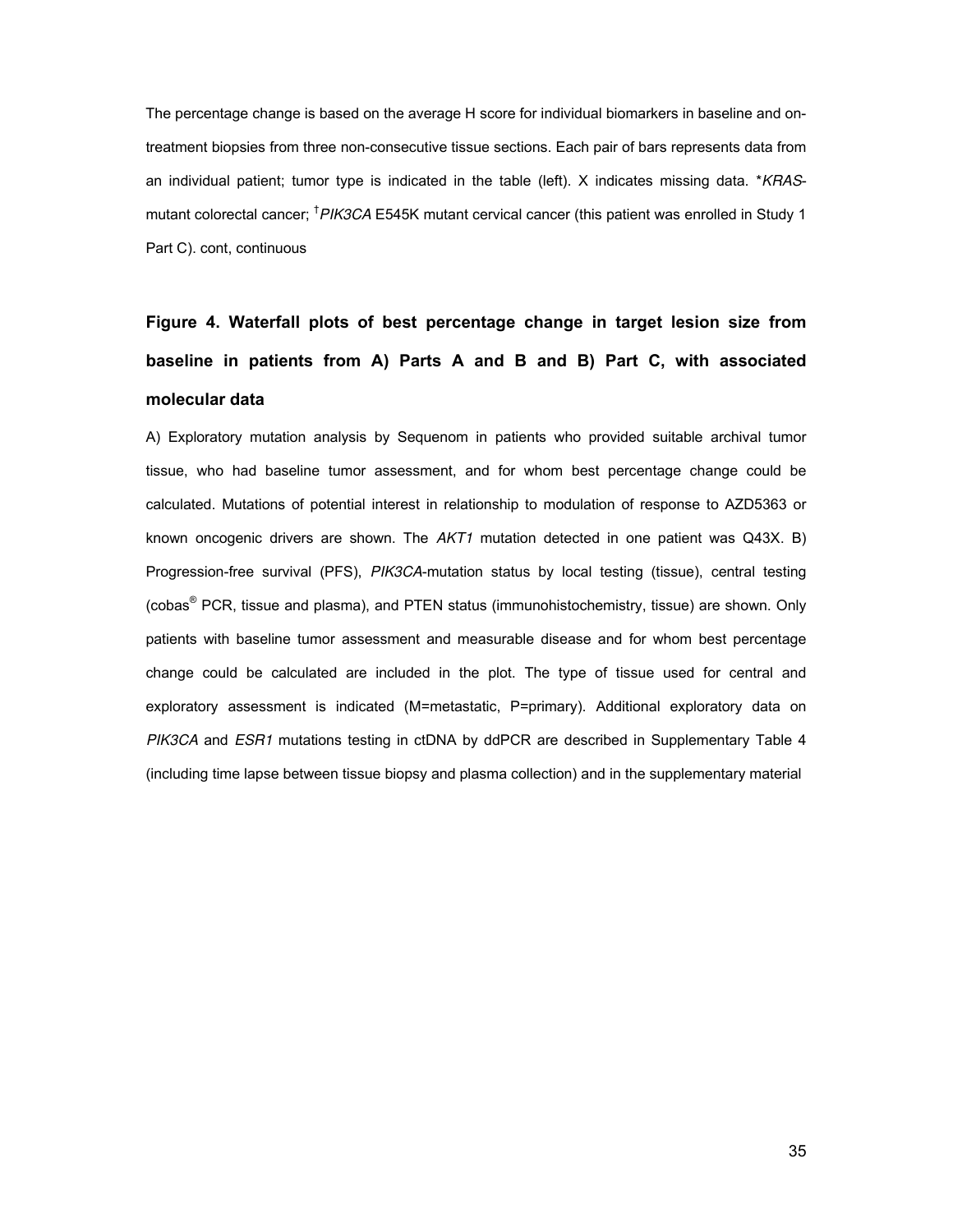The percentage change is based on the average H score for individual biomarkers in baseline and on-treatment biopsies from three non-consecutive tissue sections. Each pair of bars represents data from an individual patient; tumor type is indicated in the table (left). X indicates missing data. **KRAS*-mutant colorectal cancer; [†]*PIK3CA* E545K mutant cervical cancer (this patient was enrolled in Study 1 Part C). cont, continuous

## Figure 4. Waterfall plots of best percentage change in target lesion size from baseline in patients from A) Parts A and B and B) Part C, with associated molecular data

A) Exploratory mutation analysis by Sequenom in patients who provided suitable archival tumor tissue, who had baseline tumor assessment, and for whom best percentage change could be calculated. Mutations of potential interest in relationship to modulation of response to AZD5363 or known oncogenic drivers are shown. The *AKT1* mutation detected in one patient was Q43X. B) Progression-free survival (PFS), *PIK3CA*-mutation status by local testing (tissue), central testing (cobas® PCR, tissue and plasma), and PTEN status (immunohistochemistry, tissue) are shown. Only patients with baseline tumor assessment and measurable disease and for whom best percentage change could be calculated are included in the plot. The type of tissue used for central and exploratory assessment is indicated (M=metastatic, P=primary). Additional exploratory data on *PIK3CA* and *ESR1* mutations testing in ctDNA by ddPCR are described in Supplementary Table 4 (including time lapse between tissue biopsy and plasma collection) and in the supplementary material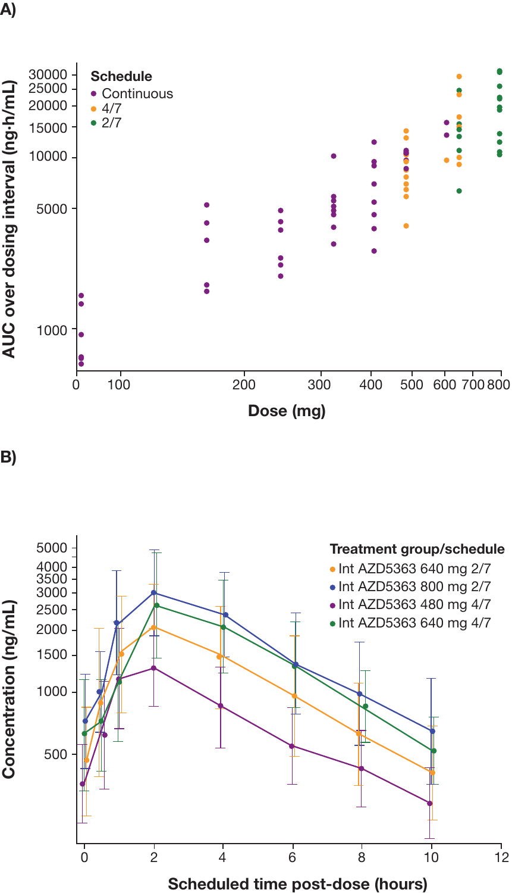A)

Schedule
- Continuous
- 4/7
- 2/7

AUC over dosing interval (ng·h/mL)

Dose (mg)

B)

Treatment group/schedule
- Int AZD5363 640 mg 2/7
- Int AZD5363 800 mg 2/7
- Int AZD5363 480 mg 4/7
- Int AZD5363 640 mg 4/7

Concentration (ng/mL)

Scheduled time post-dose (hours)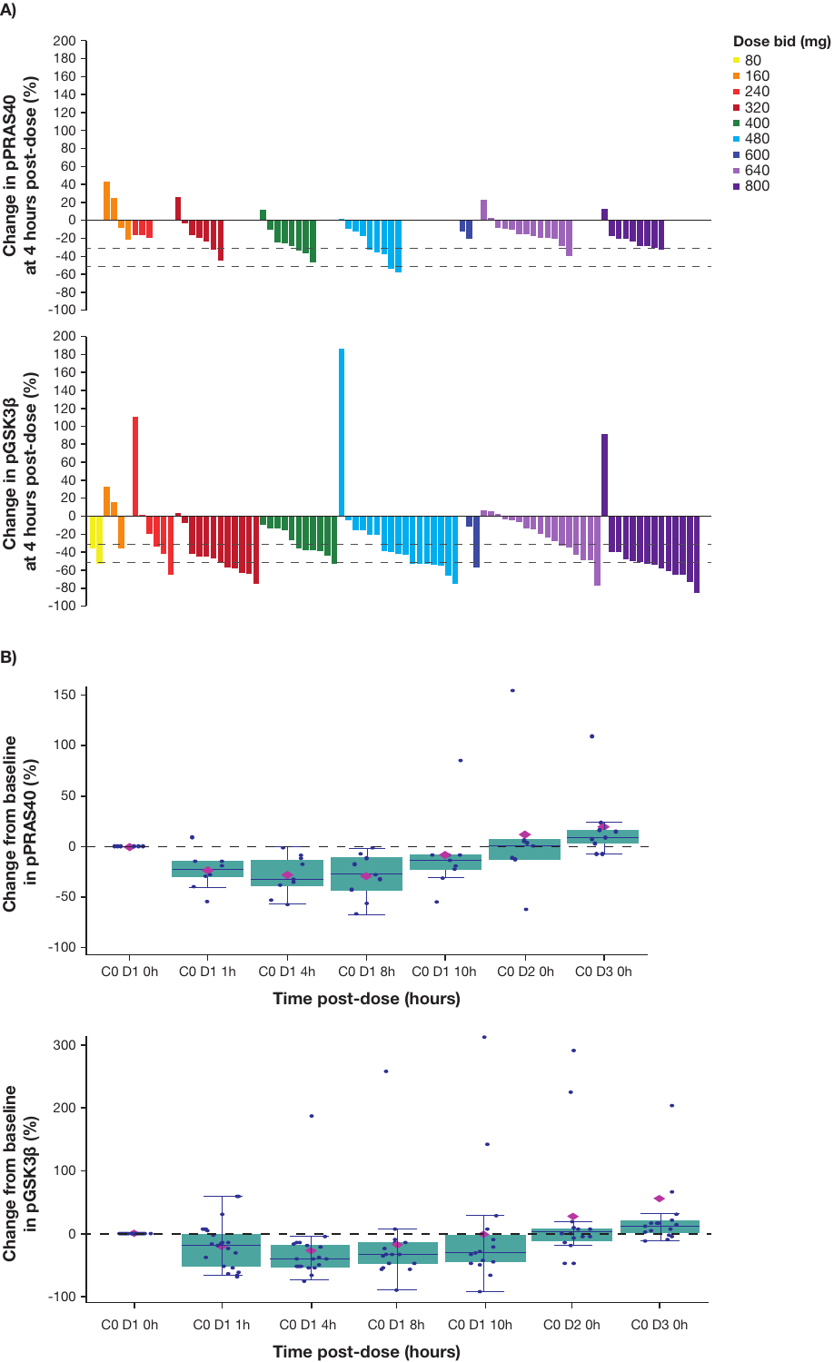**A)**

**Dose bid (mg)**

- 80
- 160
- 240
- 320
- 400
- 480
- 600
- 640
- 800

**Change in pPRAS40 at 4 hours post-dose (%)**

**Change in pGSK3β at 4 hours post-dose (%)**

**B)**

**Change from baseline in pPRAS40 (%)**

C0 D1 0h, C0 D1 1h, C0 D1 4h, C0 D1 8h, C0 D1 10h, C0 D2 0h, C0 D3 0h

**Time post-dose (hours)**

**Change from baseline in pGSK3β (%)**

C0 D1 0h, C0 D1 1h, C0 D1 4h, C0 D1 8h, C0 D1 10h, C0 D2 0h, C0 D3 0h

**Time post-dose (hours)**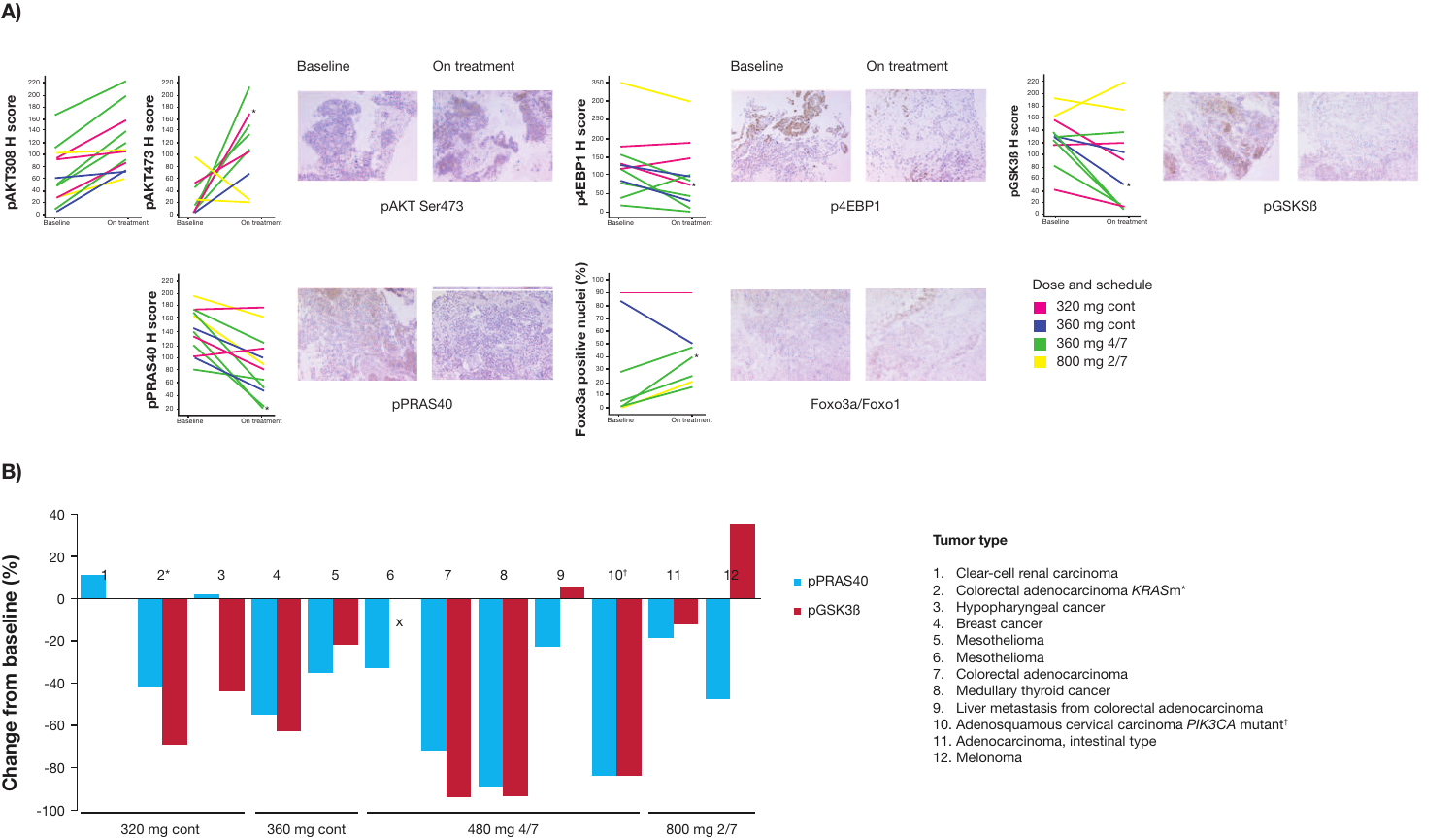A)

pAKT308 H score

pAKT473 H score

Baseline On treatment

pAKT Ser473

p4EBP1 H score

Baseline On treatment

p4EBP1

pGSK3β H score

pGSKSβ

pPRAS40 H score

pPRAS40

Foxo3a positive nuclei (%)

Foxo3a/Foxo1

Dose and schedule

- 320 mg cont
- 360 mg cont
- 360 mg 4/7
- 800 mg 2/7

B)

Change from baseline (%)

pPRAS40

pGSK3β

320 mg cont | 360 mg cont | 480 mg 4/7 | 800 mg 2/7

**Tumor type**

1. Clear-cell renal carcinoma
2. Colorectal adenocarcinoma *KRAS*m*
3. Hypopharyngeal cancer
4. Breast cancer
5. Mesothelioma
6. Mesothelioma
7. Colorectal adenocarcinoma
8. Medullary thyroid cancer
9. Liver metastasis from colorectal adenocarcinoma
10. Adenosquamous cervical carcinoma *PIK3CA* mutant[†]
11. Adenocarcinoma, intestinal type
12. Melonoma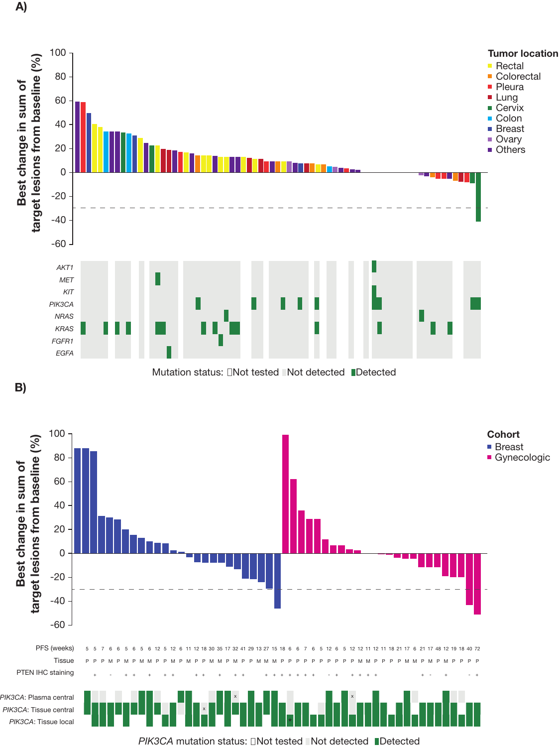A)

Best change in sum of target lesions from baseline (%)

100
80
60
40
20
0
-20
-40
-60

Tumor location
Rectal
Colorectal
Pleura
Lung
Cervix
Colon
Breast
Ovary
Others

*AKT1*
*MET*
*KIT*
*PIK3CA*
*NRAS*
*KRAS*
*FGFR1*
*EGFA*

Mutation status: Not tested Not detected Detected

B)

Best change in sum of target lesions from baseline (%)

100
80
60
40
20
0
-20
-40
-60

Cohort
Breast
Gynecologic

PFS (weeks) 5 5 7 6 6 5 6 5 6 12 5 12 6 11 12 18 30 35 17 32 41 29 13 27 15 18 6 6 7 6 5 12 6 5 12 12 11 12 11 18 21 17 6 21 17 48 12 19 18 40 72

Tissue P P P M P M P M M P P M P M P P M M P M P P M M M P P P P P P P P P P P M M P P P P M M P M P M P P P P

PTEN IHC staining + - + + + + + + + + + + + + + + + + + + + + + + + - + + + + + + - + - +

*PIK3CA*: Plasma central
*PIK3CA*: Tissue central
*PIK3CA*: Tissue local

*PIK3CA* mutation status: Not tested Not detected Detected